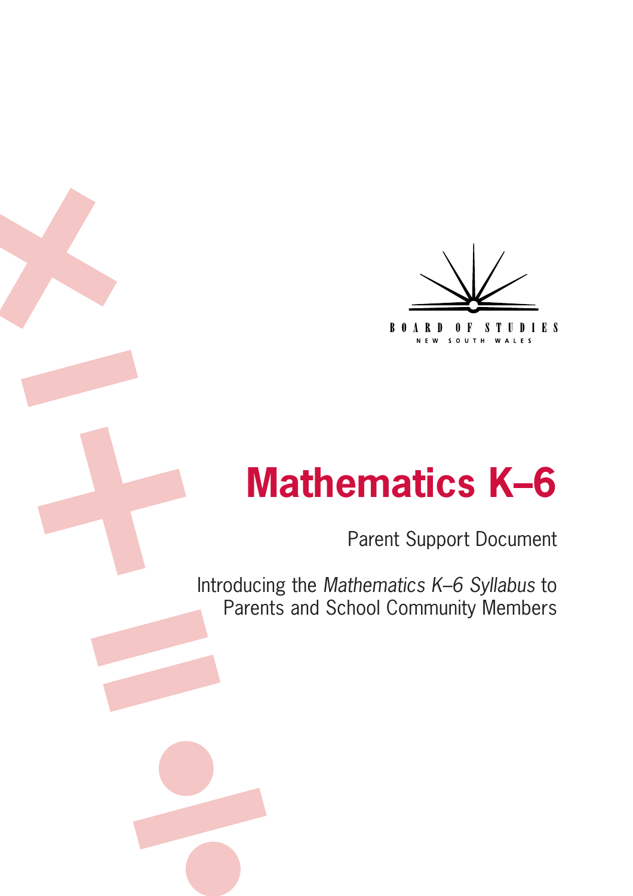BOARD OF STUDIES
NEW SOUTH WALES

# Mathematics K–6

Parent Support Document

Introducing the *Mathematics K–6 Syllabus* to Parents and School Community Members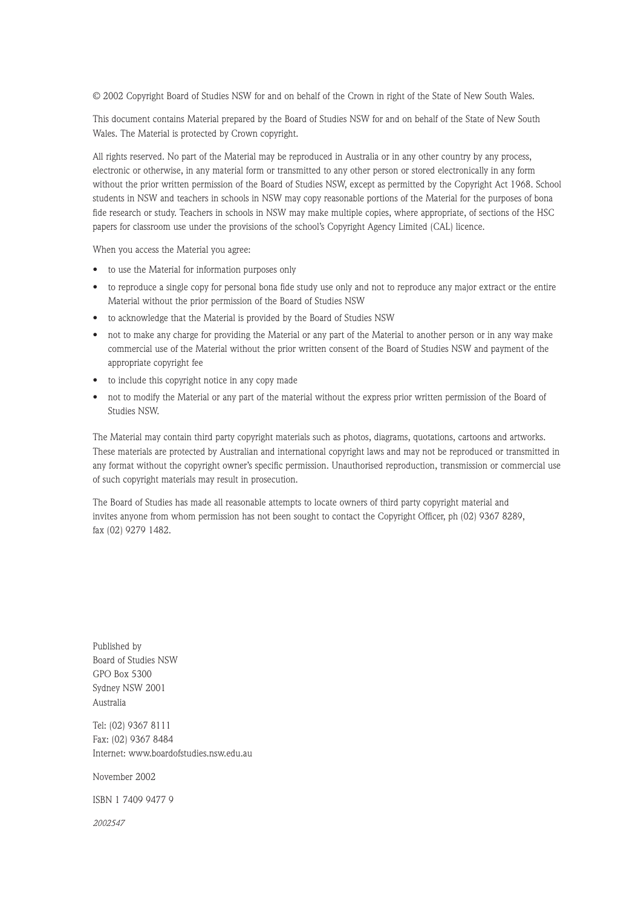© 2002 Copyright Board of Studies NSW for and on behalf of the Crown in right of the State of New South Wales.

This document contains Material prepared by the Board of Studies NSW for and on behalf of the State of New South Wales. The Material is protected by Crown copyright.

All rights reserved. No part of the Material may be reproduced in Australia or in any other country by any process, electronic or otherwise, in any material form or transmitted to any other person or stored electronically in any form without the prior written permission of the Board of Studies NSW, except as permitted by the Copyright Act 1968. School students in NSW and teachers in schools in NSW may copy reasonable portions of the Material for the purposes of bona fide research or study. Teachers in schools in NSW may make multiple copies, where appropriate, of sections of the HSC papers for classroom use under the provisions of the school's Copyright Agency Limited (CAL) licence.

When you access the Material you agree:

- to use the Material for information purposes only
- to reproduce a single copy for personal bona fide study use only and not to reproduce any major extract or the entire Material without the prior permission of the Board of Studies NSW
- to acknowledge that the Material is provided by the Board of Studies NSW
- not to make any charge for providing the Material or any part of the Material to another person or in any way make commercial use of the Material without the prior written consent of the Board of Studies NSW and payment of the appropriate copyright fee
- to include this copyright notice in any copy made
- not to modify the Material or any part of the material without the express prior written permission of the Board of Studies NSW.

The Material may contain third party copyright materials such as photos, diagrams, quotations, cartoons and artworks. These materials are protected by Australian and international copyright laws and may not be reproduced or transmitted in any format without the copyright owner's specific permission. Unauthorised reproduction, transmission or commercial use of such copyright materials may result in prosecution.

The Board of Studies has made all reasonable attempts to locate owners of third party copyright material and invites anyone from whom permission has not been sought to contact the Copyright Officer, ph (02) 9367 8289, fax (02) 9279 1482.

Published by
Board of Studies NSW
GPO Box 5300
Sydney NSW 2001
Australia

Tel: (02) 9367 8111
Fax: (02) 9367 8484
Internet: www.boardofstudies.nsw.edu.au

November 2002

ISBN 1 7409 9477 9

*2002547*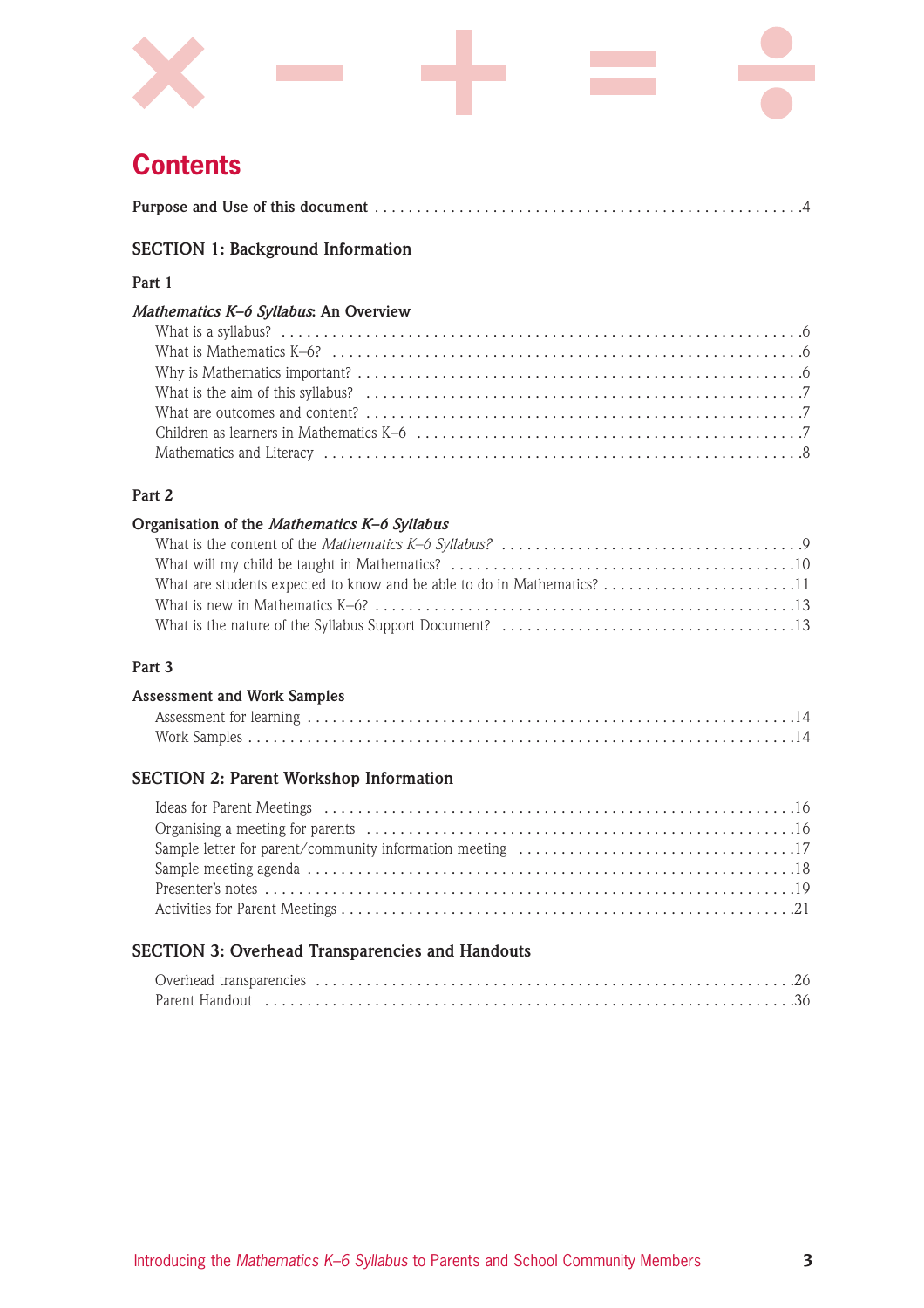# Contents

**Purpose and Use of this document** . . . . . 4

## SECTION 1: Background Information

### Part 1

### *Mathematics K–6 Syllabus*: An Overview

- What is a syllabus? . . . . . 6
- What is Mathematics K–6? . . . . . 6
- Why is Mathematics important? . . . . . 6
- What is the aim of this syllabus? . . . . . 7
- What are outcomes and content? . . . . . 7
- Children as learners in Mathematics K–6 . . . . . 7
- Mathematics and Literacy . . . . . 8

### Part 2

### Organisation of the *Mathematics K–6 Syllabus*

- What is the content of the *Mathematics K–6 Syllabus?* . . . . . 9
- What will my child be taught in Mathematics? . . . . . 10
- What are students expected to know and be able to do in Mathematics? . . . . . 11
- What is new in Mathematics K–6? . . . . . 13
- What is the nature of the Syllabus Support Document? . . . . . 13

### Part 3

### Assessment and Work Samples

- Assessment for learning . . . . . 14
- Work Samples . . . . . 14

## SECTION 2: Parent Workshop Information

- Ideas for Parent Meetings . . . . . 16
- Organising a meeting for parents . . . . . 16
- Sample letter for parent/community information meeting . . . . . 17
- Sample meeting agenda . . . . . 18
- Presenter's notes . . . . . 19
- Activities for Parent Meetings . . . . . 21

## SECTION 3: Overhead Transparencies and Handouts

- Overhead transparencies . . . . . 26
- Parent Handout . . . . . 36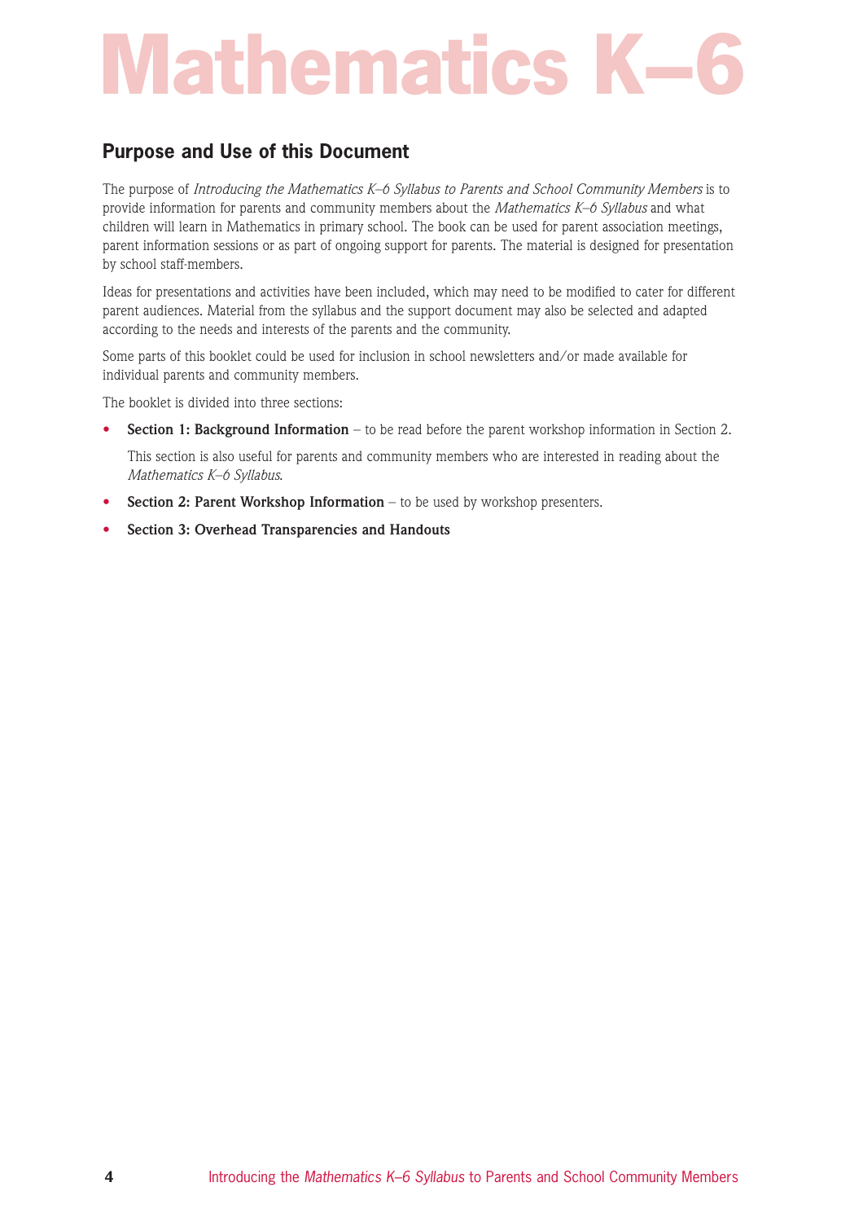# Mathematics K–6

## Purpose and Use of this Document

The purpose of *Introducing the Mathematics K–6 Syllabus to Parents and School Community Members* is to provide information for parents and community members about the *Mathematics K–6 Syllabus* and what children will learn in Mathematics in primary school. The book can be used for parent association meetings, parent information sessions or as part of ongoing support for parents. The material is designed for presentation by school staff-members.

Ideas for presentations and activities have been included, which may need to be modified to cater for different parent audiences. Material from the syllabus and the support document may also be selected and adapted according to the needs and interests of the parents and the community.

Some parts of this booklet could be used for inclusion in school newsletters and/or made available for individual parents and community members.

The booklet is divided into three sections:

- **Section 1: Background Information** – to be read before the parent workshop information in Section 2.

  This section is also useful for parents and community members who are interested in reading about the *Mathematics K–6 Syllabus*.

- **Section 2: Parent Workshop Information** – to be used by workshop presenters.
- **Section 3: Overhead Transparencies and Handouts**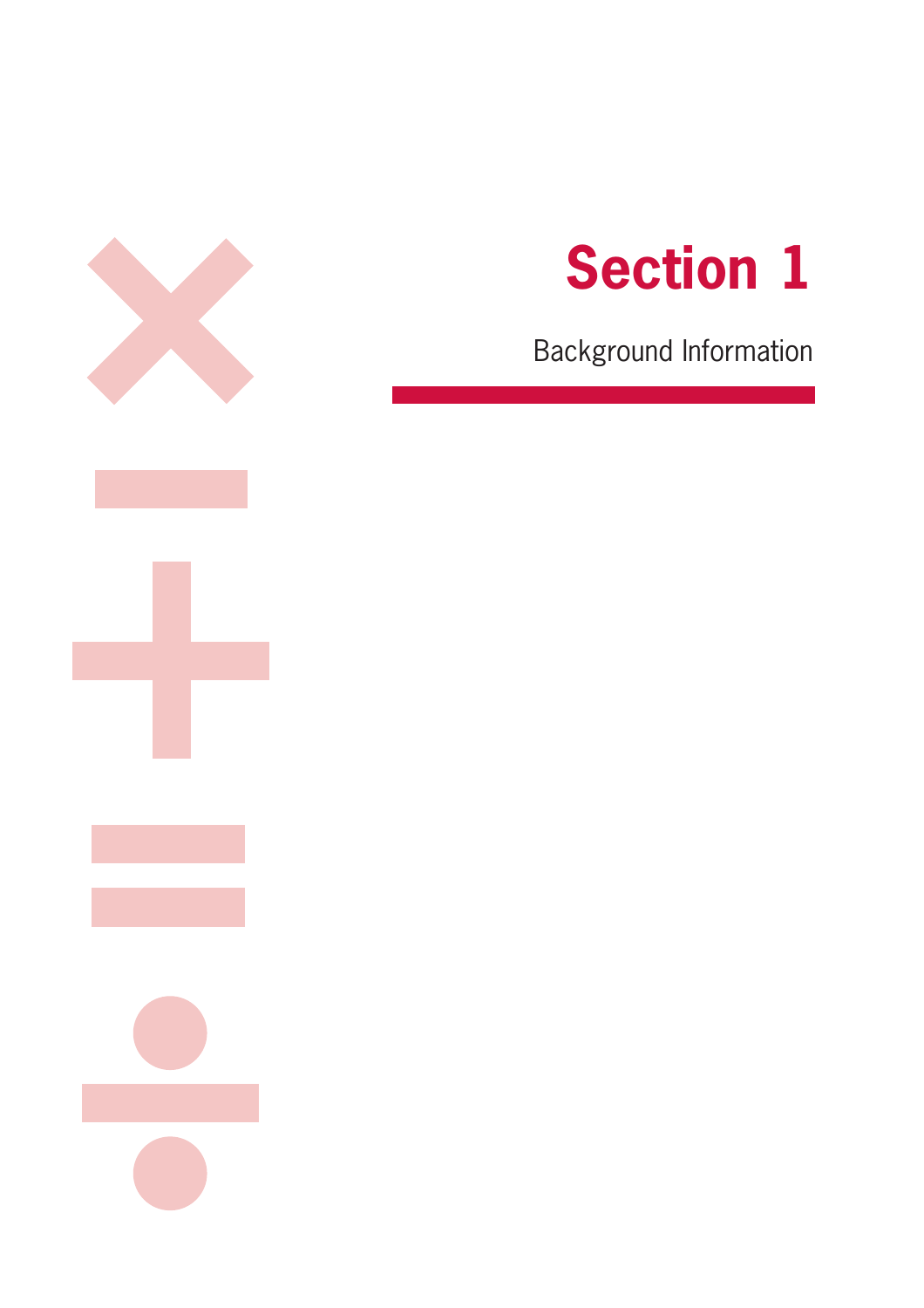# Section 1

Background Information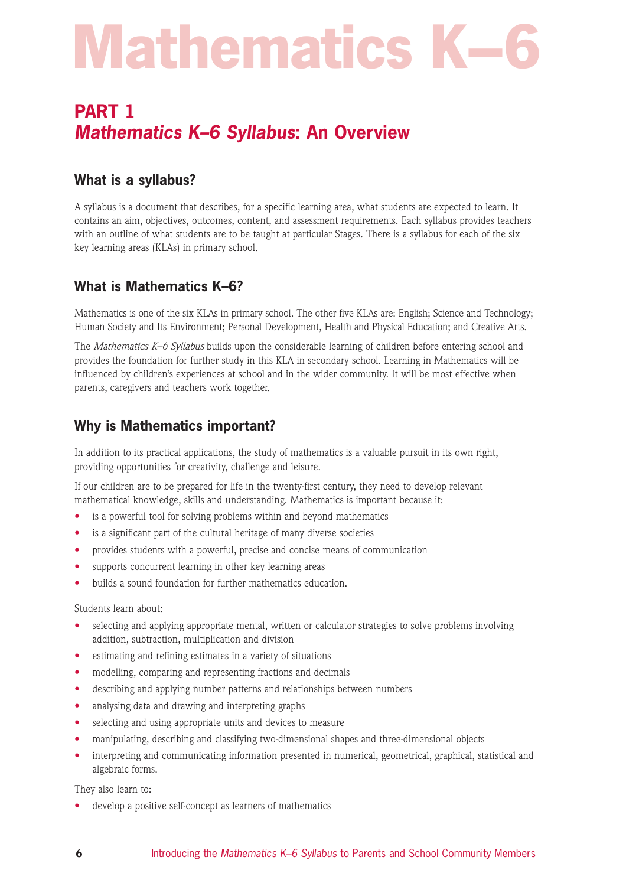# Mathematics K–6

## PART 1
## *Mathematics K–6 Syllabus*: An Overview

### What is a syllabus?

A syllabus is a document that describes, for a specific learning area, what students are expected to learn. It contains an aim, objectives, outcomes, content, and assessment requirements. Each syllabus provides teachers with an outline of what students are to be taught at particular Stages. There is a syllabus for each of the six key learning areas (KLAs) in primary school.

### What is Mathematics K–6?

Mathematics is one of the six KLAs in primary school. The other five KLAs are: English; Science and Technology; Human Society and Its Environment; Personal Development, Health and Physical Education; and Creative Arts.

The *Mathematics K–6 Syllabus* builds upon the considerable learning of children before entering school and provides the foundation for further study in this KLA in secondary school. Learning in Mathematics will be influenced by children's experiences at school and in the wider community. It will be most effective when parents, caregivers and teachers work together.

### Why is Mathematics important?

In addition to its practical applications, the study of mathematics is a valuable pursuit in its own right, providing opportunities for creativity, challenge and leisure.

If our children are to be prepared for life in the twenty-first century, they need to develop relevant mathematical knowledge, skills and understanding. Mathematics is important because it:

- is a powerful tool for solving problems within and beyond mathematics
- is a significant part of the cultural heritage of many diverse societies
- provides students with a powerful, precise and concise means of communication
- supports concurrent learning in other key learning areas
- builds a sound foundation for further mathematics education.

Students learn about:

- selecting and applying appropriate mental, written or calculator strategies to solve problems involving addition, subtraction, multiplication and division
- estimating and refining estimates in a variety of situations
- modelling, comparing and representing fractions and decimals
- describing and applying number patterns and relationships between numbers
- analysing data and drawing and interpreting graphs
- selecting and using appropriate units and devices to measure
- manipulating, describing and classifying two-dimensional shapes and three-dimensional objects
- interpreting and communicating information presented in numerical, geometrical, graphical, statistical and algebraic forms.

They also learn to:

- develop a positive self-concept as learners of mathematics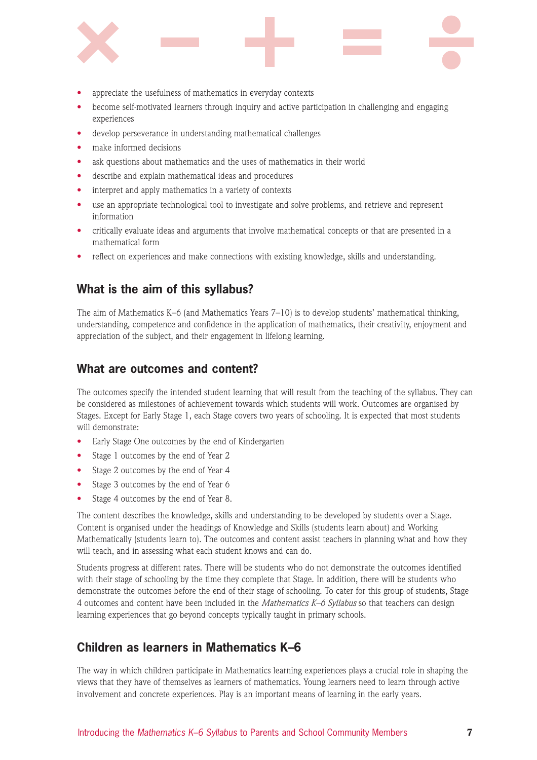- appreciate the usefulness of mathematics in everyday contexts
- become self-motivated learners through inquiry and active participation in challenging and engaging experiences
- develop perseverance in understanding mathematical challenges
- make informed decisions
- ask questions about mathematics and the uses of mathematics in their world
- describe and explain mathematical ideas and procedures
- interpret and apply mathematics in a variety of contexts
- use an appropriate technological tool to investigate and solve problems, and retrieve and represent information
- critically evaluate ideas and arguments that involve mathematical concepts or that are presented in a mathematical form
- reflect on experiences and make connections with existing knowledge, skills and understanding.

## What is the aim of this syllabus?

The aim of Mathematics K–6 (and Mathematics Years 7–10) is to develop students' mathematical thinking, understanding, competence and confidence in the application of mathematics, their creativity, enjoyment and appreciation of the subject, and their engagement in lifelong learning.

## What are outcomes and content?

The outcomes specify the intended student learning that will result from the teaching of the syllabus. They can be considered as milestones of achievement towards which students will work. Outcomes are organised by Stages. Except for Early Stage 1, each Stage covers two years of schooling. It is expected that most students will demonstrate:

- Early Stage One outcomes by the end of Kindergarten
- Stage 1 outcomes by the end of Year 2
- Stage 2 outcomes by the end of Year 4
- Stage 3 outcomes by the end of Year 6
- Stage 4 outcomes by the end of Year 8.

The content describes the knowledge, skills and understanding to be developed by students over a Stage. Content is organised under the headings of Knowledge and Skills (students learn about) and Working Mathematically (students learn to). The outcomes and content assist teachers in planning what and how they will teach, and in assessing what each student knows and can do.

Students progress at different rates. There will be students who do not demonstrate the outcomes identified with their stage of schooling by the time they complete that Stage. In addition, there will be students who demonstrate the outcomes before the end of their stage of schooling. To cater for this group of students, Stage 4 outcomes and content have been included in the *Mathematics K–6 Syllabus* so that teachers can design learning experiences that go beyond concepts typically taught in primary schools.

## Children as learners in Mathematics K–6

The way in which children participate in Mathematics learning experiences plays a crucial role in shaping the views that they have of themselves as learners of mathematics. Young learners need to learn through active involvement and concrete experiences. Play is an important means of learning in the early years.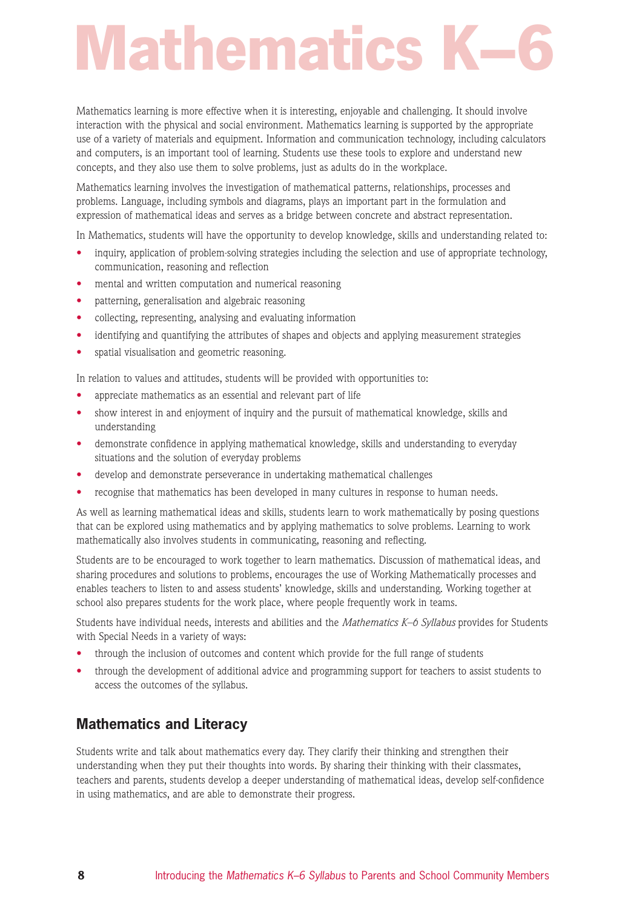# Mathematics K–6

Mathematics learning is more effective when it is interesting, enjoyable and challenging. It should involve interaction with the physical and social environment. Mathematics learning is supported by the appropriate use of a variety of materials and equipment. Information and communication technology, including calculators and computers, is an important tool of learning. Students use these tools to explore and understand new concepts, and they also use them to solve problems, just as adults do in the workplace.

Mathematics learning involves the investigation of mathematical patterns, relationships, processes and problems. Language, including symbols and diagrams, plays an important part in the formulation and expression of mathematical ideas and serves as a bridge between concrete and abstract representation.

In Mathematics, students will have the opportunity to develop knowledge, skills and understanding related to:

- inquiry, application of problem-solving strategies including the selection and use of appropriate technology, communication, reasoning and reflection
- mental and written computation and numerical reasoning
- patterning, generalisation and algebraic reasoning
- collecting, representing, analysing and evaluating information
- identifying and quantifying the attributes of shapes and objects and applying measurement strategies
- spatial visualisation and geometric reasoning.

In relation to values and attitudes, students will be provided with opportunities to:

- appreciate mathematics as an essential and relevant part of life
- show interest in and enjoyment of inquiry and the pursuit of mathematical knowledge, skills and understanding
- demonstrate confidence in applying mathematical knowledge, skills and understanding to everyday situations and the solution of everyday problems
- develop and demonstrate perseverance in undertaking mathematical challenges
- recognise that mathematics has been developed in many cultures in response to human needs.

As well as learning mathematical ideas and skills, students learn to work mathematically by posing questions that can be explored using mathematics and by applying mathematics to solve problems. Learning to work mathematically also involves students in communicating, reasoning and reflecting.

Students are to be encouraged to work together to learn mathematics. Discussion of mathematical ideas, and sharing procedures and solutions to problems, encourages the use of Working Mathematically processes and enables teachers to listen to and assess students' knowledge, skills and understanding. Working together at school also prepares students for the work place, where people frequently work in teams.

Students have individual needs, interests and abilities and the *Mathematics K–6 Syllabus* provides for Students with Special Needs in a variety of ways:

- through the inclusion of outcomes and content which provide for the full range of students
- through the development of additional advice and programming support for teachers to assist students to access the outcomes of the syllabus.

## Mathematics and Literacy

Students write and talk about mathematics every day. They clarify their thinking and strengthen their understanding when they put their thoughts into words. By sharing their thinking with their classmates, teachers and parents, students develop a deeper understanding of mathematical ideas, develop self-confidence in using mathematics, and are able to demonstrate their progress.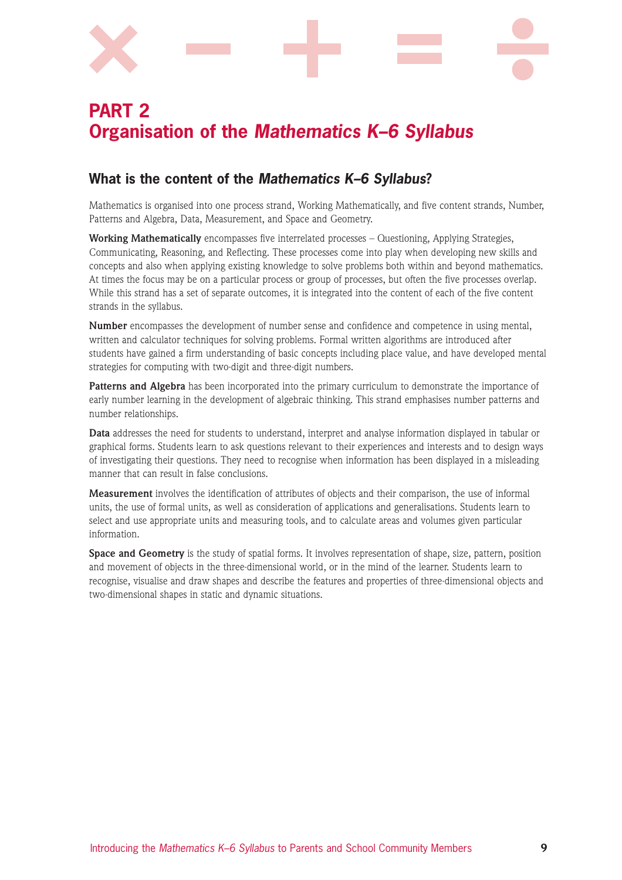# PART 2
# Organisation of the *Mathematics K–6 Syllabus*

## What is the content of the *Mathematics K–6 Syllabus*?

Mathematics is organised into one process strand, Working Mathematically, and five content strands, Number, Patterns and Algebra, Data, Measurement, and Space and Geometry.

**Working Mathematically** encompasses five interrelated processes – Questioning, Applying Strategies, Communicating, Reasoning, and Reflecting. These processes come into play when developing new skills and concepts and also when applying existing knowledge to solve problems both within and beyond mathematics. At times the focus may be on a particular process or group of processes, but often the five processes overlap. While this strand has a set of separate outcomes, it is integrated into the content of each of the five content strands in the syllabus.

**Number** encompasses the development of number sense and confidence and competence in using mental, written and calculator techniques for solving problems. Formal written algorithms are introduced after students have gained a firm understanding of basic concepts including place value, and have developed mental strategies for computing with two-digit and three-digit numbers.

**Patterns and Algebra** has been incorporated into the primary curriculum to demonstrate the importance of early number learning in the development of algebraic thinking. This strand emphasises number patterns and number relationships.

**Data** addresses the need for students to understand, interpret and analyse information displayed in tabular or graphical forms. Students learn to ask questions relevant to their experiences and interests and to design ways of investigating their questions. They need to recognise when information has been displayed in a misleading manner that can result in false conclusions.

**Measurement** involves the identification of attributes of objects and their comparison, the use of informal units, the use of formal units, as well as consideration of applications and generalisations. Students learn to select and use appropriate units and measuring tools, and to calculate areas and volumes given particular information.

**Space and Geometry** is the study of spatial forms. It involves representation of shape, size, pattern, position and movement of objects in the three-dimensional world, or in the mind of the learner. Students learn to recognise, visualise and draw shapes and describe the features and properties of three-dimensional objects and two-dimensional shapes in static and dynamic situations.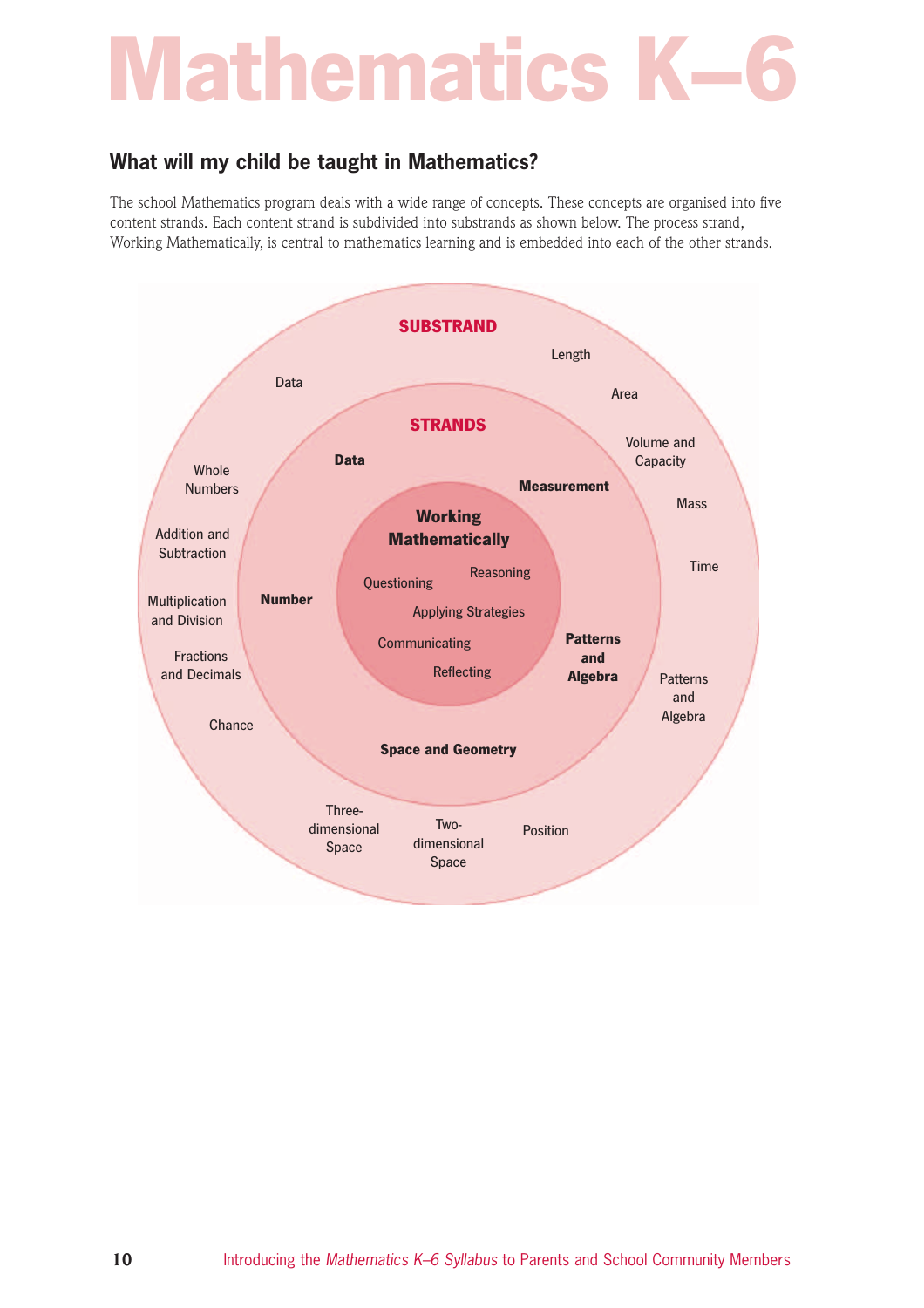# Mathematics K–6

## What will my child be taught in Mathematics?

The school Mathematics program deals with a wide range of concepts. These concepts are organised into five content strands. Each content strand is subdivided into substrands as shown below. The process strand, Working Mathematically, is central to mathematics learning and is embedded into each of the other strands.

**SUBSTRAND**

**STRANDS**

**Working Mathematically**

Questioning
Reasoning
Applying Strategies
Communicating
Reflecting

**Number**
- Whole Numbers
- Addition and Subtraction
- Multiplication and Division
- Fractions and Decimals
- Chance

**Data**
- Data

**Measurement**
- Length
- Area
- Volume and Capacity
- Mass
- Time

**Patterns and Algebra**
- Patterns and Algebra

**Space and Geometry**
- Three-dimensional Space
- Two-dimensional Space
- Position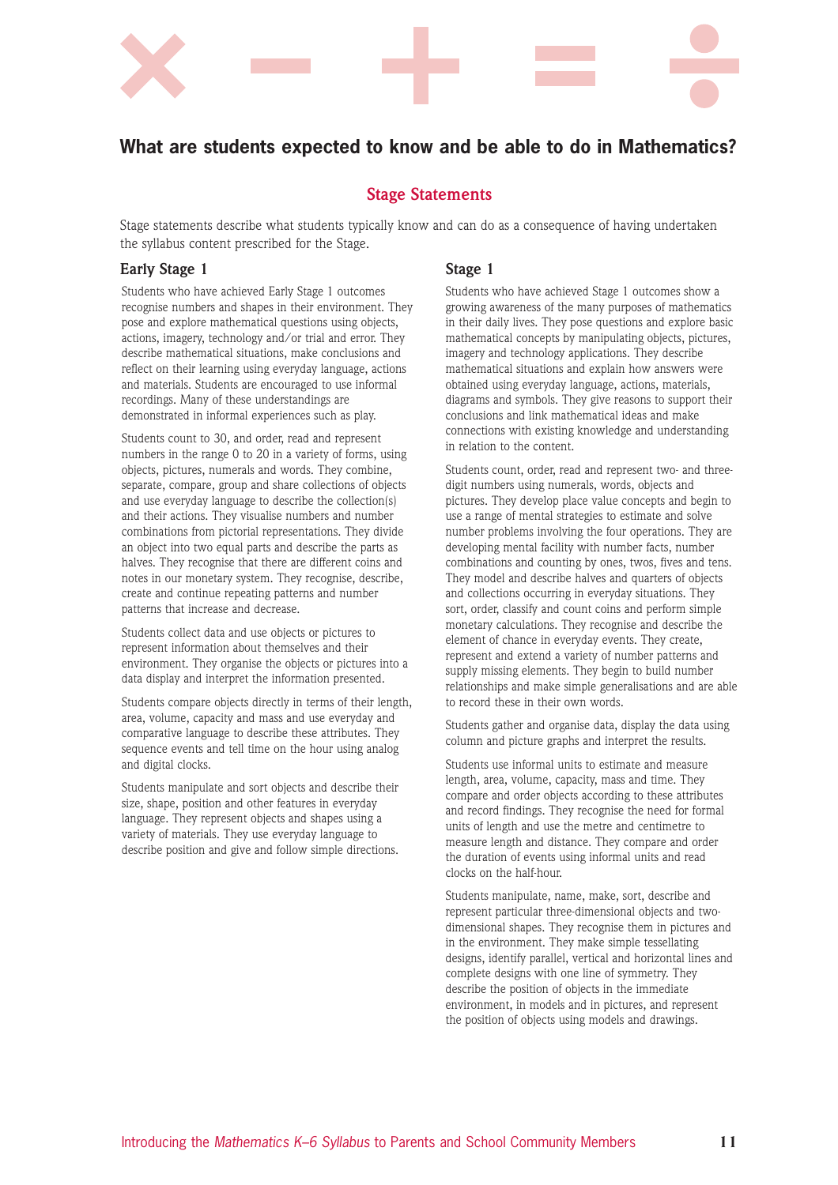## What are students expected to know and be able to do in Mathematics?

### Stage Statements

Stage statements describe what students typically know and can do as a consequence of having undertaken the syllabus content prescribed for the Stage.

#### Early Stage 1

Students who have achieved Early Stage 1 outcomes recognise numbers and shapes in their environment. They pose and explore mathematical questions using objects, actions, imagery, technology and/or trial and error. They describe mathematical situations, make conclusions and reflect on their learning using everyday language, actions and materials. Students are encouraged to use informal recordings. Many of these understandings are demonstrated in informal experiences such as play.

Students count to 30, and order, read and represent numbers in the range 0 to 20 in a variety of forms, using objects, pictures, numerals and words. They combine, separate, compare, group and share collections of objects and use everyday language to describe the collection(s) and their actions. They visualise numbers and number combinations from pictorial representations. They divide an object into two equal parts and describe the parts as halves. They recognise that there are different coins and notes in our monetary system. They recognise, describe, create and continue repeating patterns and number patterns that increase and decrease.

Students collect data and use objects or pictures to represent information about themselves and their environment. They organise the objects or pictures into a data display and interpret the information presented.

Students compare objects directly in terms of their length, area, volume, capacity and mass and use everyday and comparative language to describe these attributes. They sequence events and tell time on the hour using analog and digital clocks.

Students manipulate and sort objects and describe their size, shape, position and other features in everyday language. They represent objects and shapes using a variety of materials. They use everyday language to describe position and give and follow simple directions.

#### Stage 1

Students who have achieved Stage 1 outcomes show a growing awareness of the many purposes of mathematics in their daily lives. They pose questions and explore basic mathematical concepts by manipulating objects, pictures, imagery and technology applications. They describe mathematical situations and explain how answers were obtained using everyday language, actions, materials, diagrams and symbols. They give reasons to support their conclusions and link mathematical ideas and make connections with existing knowledge and understanding in relation to the content.

Students count, order, read and represent two- and three-digit numbers using numerals, words, objects and pictures. They develop place value concepts and begin to use a range of mental strategies to estimate and solve number problems involving the four operations. They are developing mental facility with number facts, number combinations and counting by ones, twos, fives and tens. They model and describe halves and quarters of objects and collections occurring in everyday situations. They sort, order, classify and count coins and perform simple monetary calculations. They recognise and describe the element of chance in everyday events. They create, represent and extend a variety of number patterns and supply missing elements. They begin to build number relationships and make simple generalisations and are able to record these in their own words.

Students gather and organise data, display the data using column and picture graphs and interpret the results.

Students use informal units to estimate and measure length, area, volume, capacity, mass and time. They compare and order objects according to these attributes and record findings. They recognise the need for formal units of length and use the metre and centimetre to measure length and distance. They compare and order the duration of events using informal units and read clocks on the half-hour.

Students manipulate, name, make, sort, describe and represent particular three-dimensional objects and two-dimensional shapes. They recognise them in pictures and in the environment. They make simple tessellating designs, identify parallel, vertical and horizontal lines and complete designs with one line of symmetry. They describe the position of objects in the immediate environment, in models and in pictures, and represent the position of objects using models and drawings.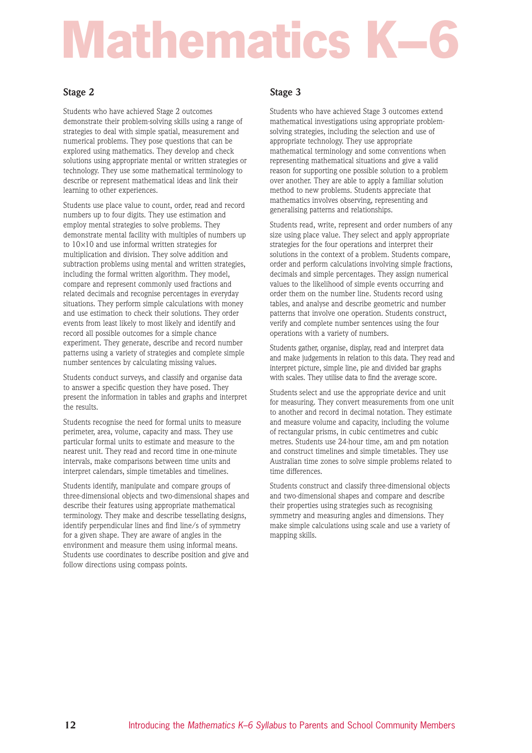# Mathematics K–6

## Stage 2

Students who have achieved Stage 2 outcomes demonstrate their problem-solving skills using a range of strategies to deal with simple spatial, measurement and numerical problems. They pose questions that can be explored using mathematics. They develop and check solutions using appropriate mental or written strategies or technology. They use some mathematical terminology to describe or represent mathematical ideas and link their learning to other experiences.

Students use place value to count, order, read and record numbers up to four digits. They use estimation and employ mental strategies to solve problems. They demonstrate mental facility with multiples of numbers up to 10×10 and use informal written strategies for multiplication and division. They solve addition and subtraction problems using mental and written strategies, including the formal written algorithm. They model, compare and represent commonly used fractions and related decimals and recognise percentages in everyday situations. They perform simple calculations with money and use estimation to check their solutions. They order events from least likely to most likely and identify and record all possible outcomes for a simple chance experiment. They generate, describe and record number patterns using a variety of strategies and complete simple number sentences by calculating missing values.

Students conduct surveys, and classify and organise data to answer a specific question they have posed. They present the information in tables and graphs and interpret the results.

Students recognise the need for formal units to measure perimeter, area, volume, capacity and mass. They use particular formal units to estimate and measure to the nearest unit. They read and record time in one-minute intervals, make comparisons between time units and interpret calendars, simple timetables and timelines.

Students identify, manipulate and compare groups of three-dimensional objects and two-dimensional shapes and describe their features using appropriate mathematical terminology. They make and describe tessellating designs, identify perpendicular lines and find line/s of symmetry for a given shape. They are aware of angles in the environment and measure them using informal means. Students use coordinates to describe position and give and follow directions using compass points.

## Stage 3

Students who have achieved Stage 3 outcomes extend mathematical investigations using appropriate problem-solving strategies, including the selection and use of appropriate technology. They use appropriate mathematical terminology and some conventions when representing mathematical situations and give a valid reason for supporting one possible solution to a problem over another. They are able to apply a familiar solution method to new problems. Students appreciate that mathematics involves observing, representing and generalising patterns and relationships.

Students read, write, represent and order numbers of any size using place value. They select and apply appropriate strategies for the four operations and interpret their solutions in the context of a problem. Students compare, order and perform calculations involving simple fractions, decimals and simple percentages. They assign numerical values to the likelihood of simple events occurring and order them on the number line. Students record using tables, and analyse and describe geometric and number patterns that involve one operation. Students construct, verify and complete number sentences using the four operations with a variety of numbers.

Students gather, organise, display, read and interpret data and make judgements in relation to this data. They read and interpret picture, simple line, pie and divided bar graphs with scales. They utilise data to find the average score.

Students select and use the appropriate device and unit for measuring. They convert measurements from one unit to another and record in decimal notation. They estimate and measure volume and capacity, including the volume of rectangular prisms, in cubic centimetres and cubic metres. Students use 24-hour time, am and pm notation and construct timelines and simple timetables. They use Australian time zones to solve simple problems related to time differences.

Students construct and classify three-dimensional objects and two-dimensional shapes and compare and describe their properties using strategies such as recognising symmetry and measuring angles and dimensions. They make simple calculations using scale and use a variety of mapping skills.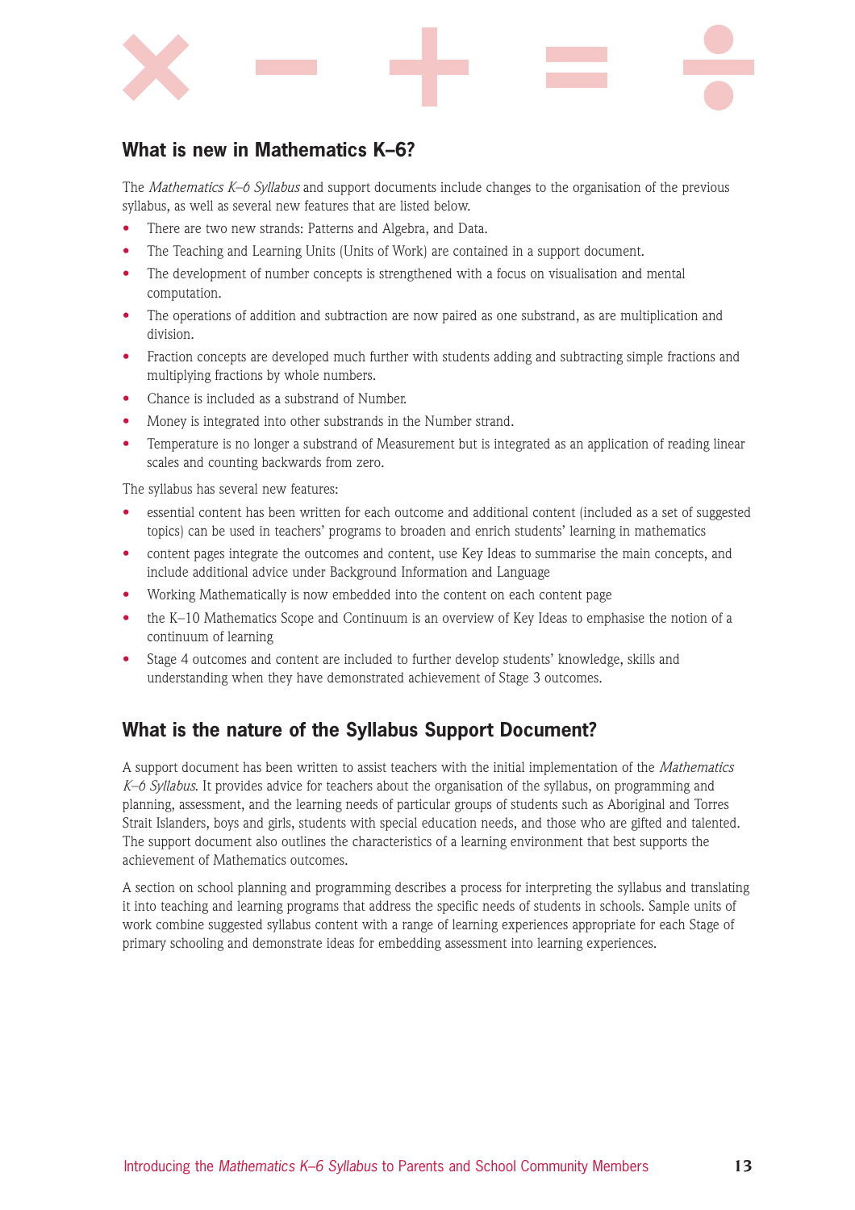## What is new in Mathematics K–6?

The *Mathematics K–6 Syllabus* and support documents include changes to the organisation of the previous syllabus, as well as several new features that are listed below.

- There are two new strands: Patterns and Algebra, and Data.
- The Teaching and Learning Units (Units of Work) are contained in a support document.
- The development of number concepts is strengthened with a focus on visualisation and mental computation.
- The operations of addition and subtraction are now paired as one substrand, as are multiplication and division.
- Fraction concepts are developed much further with students adding and subtracting simple fractions and multiplying fractions by whole numbers.
- Chance is included as a substrand of Number.
- Money is integrated into other substrands in the Number strand.
- Temperature is no longer a substrand of Measurement but is integrated as an application of reading linear scales and counting backwards from zero.

The syllabus has several new features:

- essential content has been written for each outcome and additional content (included as a set of suggested topics) can be used in teachers' programs to broaden and enrich students' learning in mathematics
- content pages integrate the outcomes and content, use Key Ideas to summarise the main concepts, and include additional advice under Background Information and Language
- Working Mathematically is now embedded into the content on each content page
- the K–10 Mathematics Scope and Continuum is an overview of Key Ideas to emphasise the notion of a continuum of learning
- Stage 4 outcomes and content are included to further develop students' knowledge, skills and understanding when they have demonstrated achievement of Stage 3 outcomes.

## What is the nature of the Syllabus Support Document?

A support document has been written to assist teachers with the initial implementation of the *Mathematics K–6 Syllabus*. It provides advice for teachers about the organisation of the syllabus, on programming and planning, assessment, and the learning needs of particular groups of students such as Aboriginal and Torres Strait Islanders, boys and girls, students with special education needs, and those who are gifted and talented. The support document also outlines the characteristics of a learning environment that best supports the achievement of Mathematics outcomes.

A section on school planning and programming describes a process for interpreting the syllabus and translating it into teaching and learning programs that address the specific needs of students in schools. Sample units of work combine suggested syllabus content with a range of learning experiences appropriate for each Stage of primary schooling and demonstrate ideas for embedding assessment into learning experiences.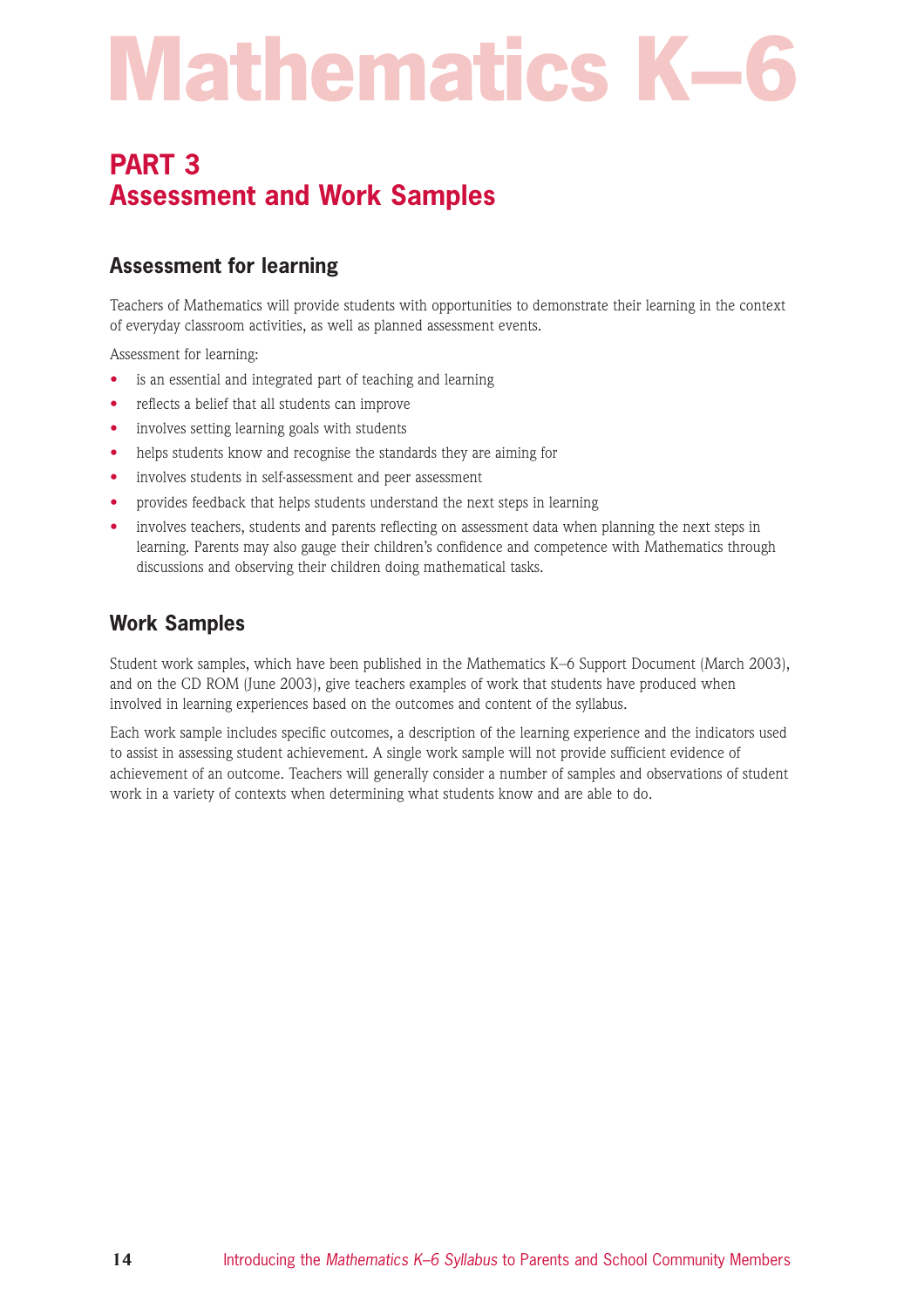# Mathematics K–6

## PART 3
## Assessment and Work Samples

### Assessment for learning

Teachers of Mathematics will provide students with opportunities to demonstrate their learning in the context of everyday classroom activities, as well as planned assessment events.

Assessment for learning:

- is an essential and integrated part of teaching and learning
- reflects a belief that all students can improve
- involves setting learning goals with students
- helps students know and recognise the standards they are aiming for
- involves students in self-assessment and peer assessment
- provides feedback that helps students understand the next steps in learning
- involves teachers, students and parents reflecting on assessment data when planning the next steps in learning. Parents may also gauge their children's confidence and competence with Mathematics through discussions and observing their children doing mathematical tasks.

### Work Samples

Student work samples, which have been published in the Mathematics K–6 Support Document (March 2003), and on the CD ROM (June 2003), give teachers examples of work that students have produced when involved in learning experiences based on the outcomes and content of the syllabus.

Each work sample includes specific outcomes, a description of the learning experience and the indicators used to assist in assessing student achievement. A single work sample will not provide sufficient evidence of achievement of an outcome. Teachers will generally consider a number of samples and observations of student work in a variety of contexts when determining what students know and are able to do.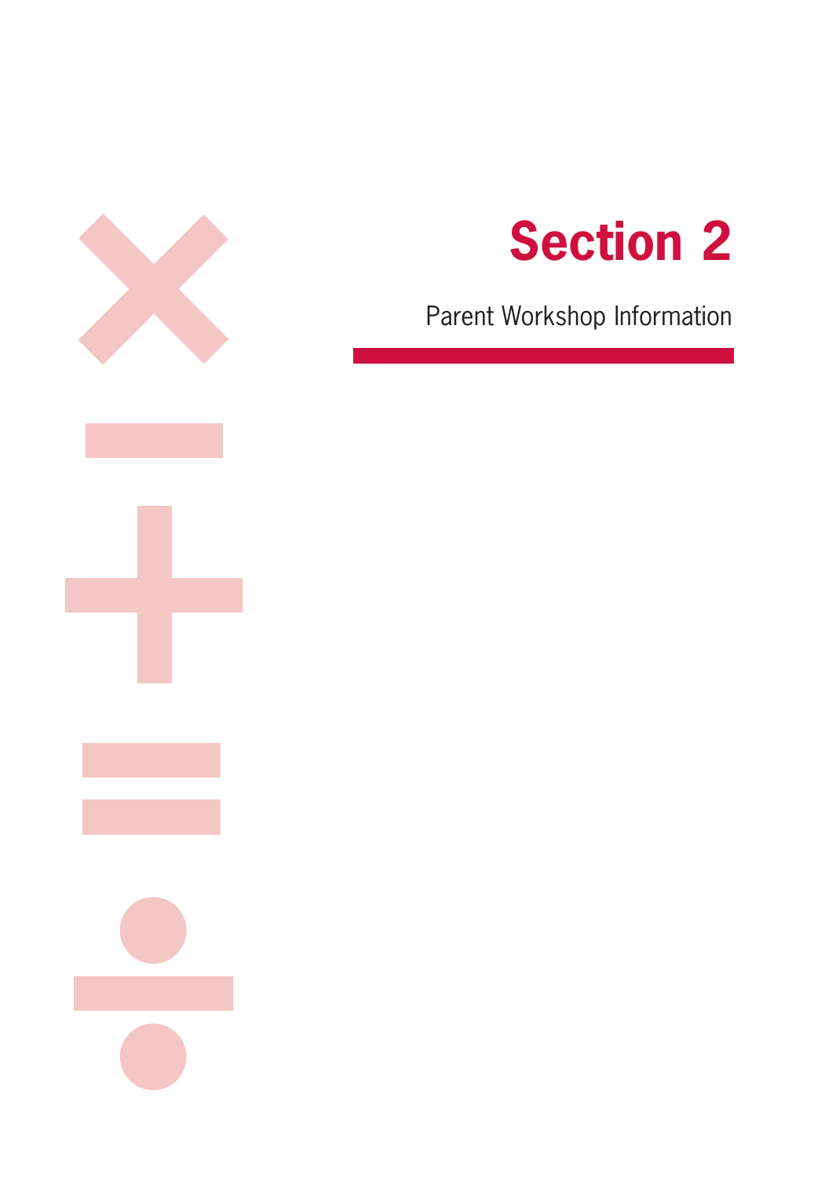# Section 2

Parent Workshop Information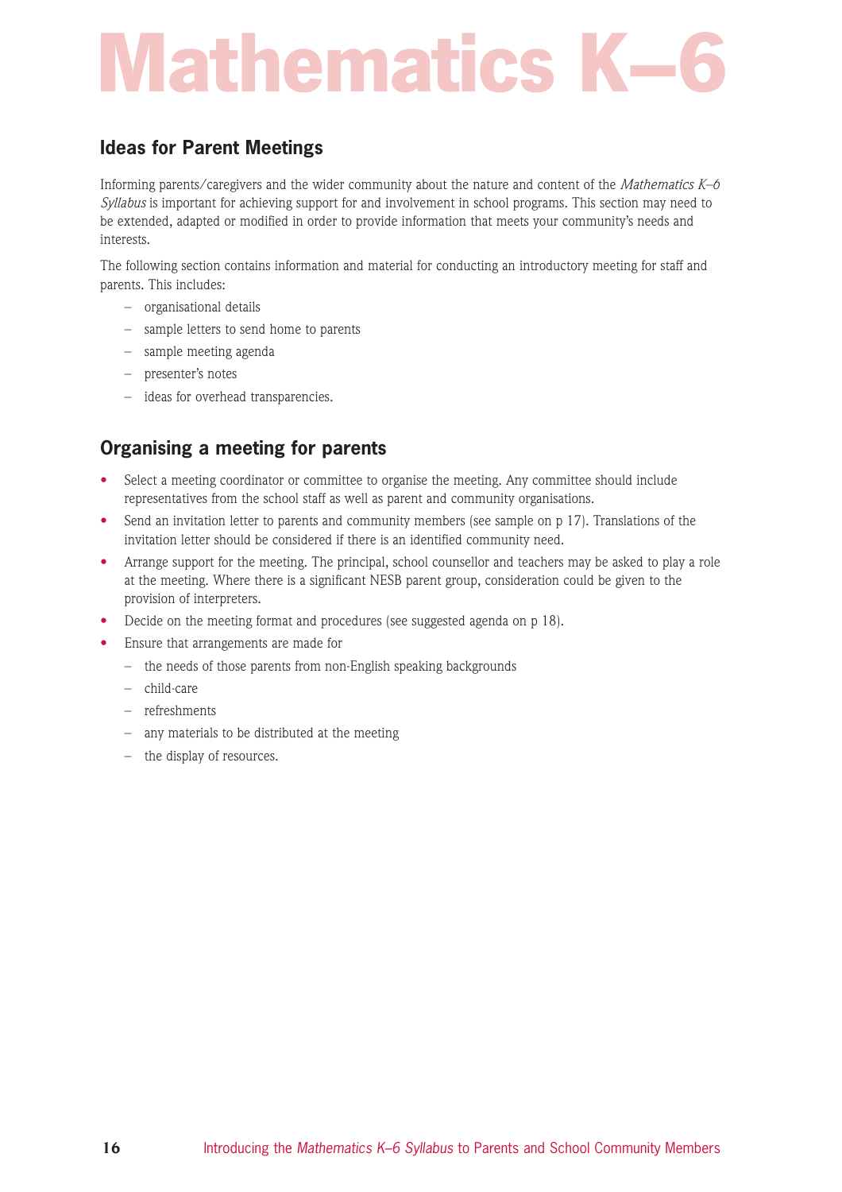# Mathematics K–6

## Ideas for Parent Meetings

Informing parents/caregivers and the wider community about the nature and content of the *Mathematics K–6 Syllabus* is important for achieving support for and involvement in school programs. This section may need to be extended, adapted or modified in order to provide information that meets your community's needs and interests.

The following section contains information and material for conducting an introductory meeting for staff and parents. This includes:

- organisational details
- sample letters to send home to parents
- sample meeting agenda
- presenter's notes
- ideas for overhead transparencies.

## Organising a meeting for parents

- Select a meeting coordinator or committee to organise the meeting. Any committee should include representatives from the school staff as well as parent and community organisations.
- Send an invitation letter to parents and community members (see sample on p 17). Translations of the invitation letter should be considered if there is an identified community need.
- Arrange support for the meeting. The principal, school counsellor and teachers may be asked to play a role at the meeting. Where there is a significant NESB parent group, consideration could be given to the provision of interpreters.
- Decide on the meeting format and procedures (see suggested agenda on p 18).
- Ensure that arrangements are made for
  - the needs of those parents from non-English speaking backgrounds
  - child-care
  - refreshments
  - any materials to be distributed at the meeting
  - the display of resources.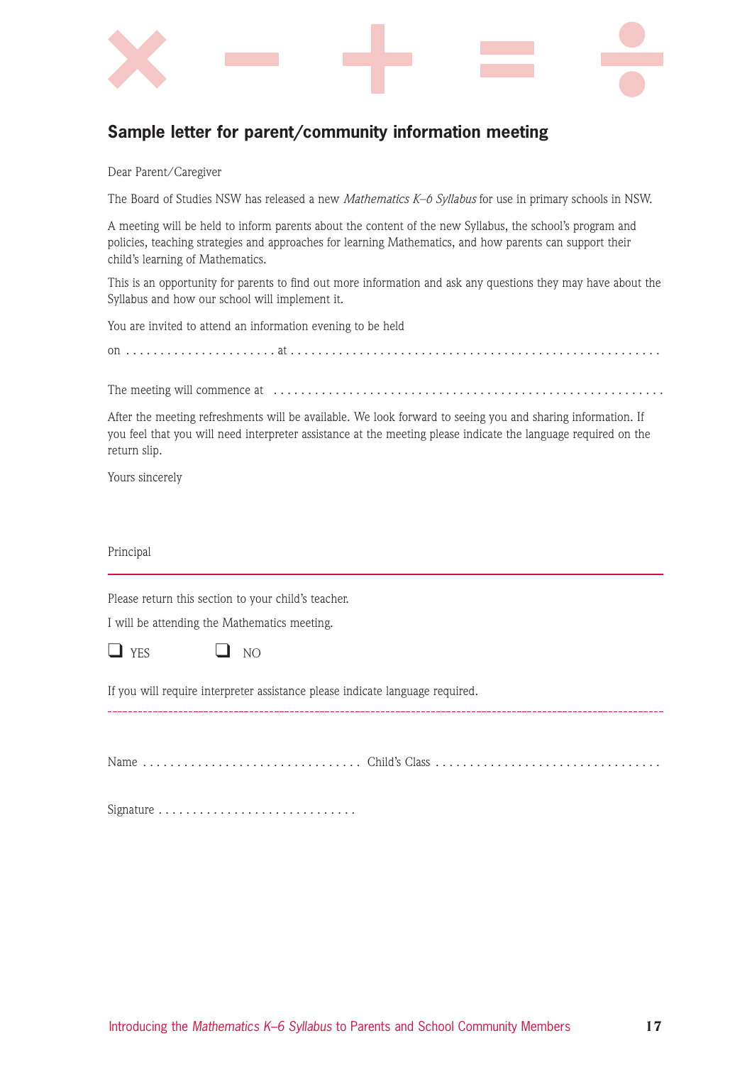## Sample letter for parent/community information meeting

Dear Parent/Caregiver

The Board of Studies NSW has released a new *Mathematics K–6 Syllabus* for use in primary schools in NSW.

A meeting will be held to inform parents about the content of the new Syllabus, the school's program and policies, teaching strategies and approaches for learning Mathematics, and how parents can support their child's learning of Mathematics.

This is an opportunity for parents to find out more information and ask any questions they may have about the Syllabus and how our school will implement it.

You are invited to attend an information evening to be held

on . . . . . . . . . . . . . . . . . . . . . . at . . . . . . . . . . . . . . . . . . . . . . . . . . . . . . . . . . . . . . . . . . . . . . . . .

The meeting will commence at . . . . . . . . . . . . . . . . . . . . . . . . . . . . . . . . . . . . . . . . . . . . . . . . . . . . . . . .

After the meeting refreshments will be available. We look forward to seeing you and sharing information. If you feel that you will need interpreter assistance at the meeting please indicate the language required on the return slip.

Yours sincerely

Principal

---

Please return this section to your child's teacher.

I will be attending the Mathematics meeting.

❑ YES ❑ NO

If you will require interpreter assistance please indicate language required.

- - - - - - - - - - - - - - - - - - - - - - - - - - - - - - - - - - - - - - - - - - - - - - - - - -

Name . . . . . . . . . . . . . . . . . . . . . . . . . . . . . . . . Child's Class . . . . . . . . . . . . . . . . . . . . . . . . . . . . . . . . .

Signature . . . . . . . . . . . . . . . . . . . . . . . . . . . . .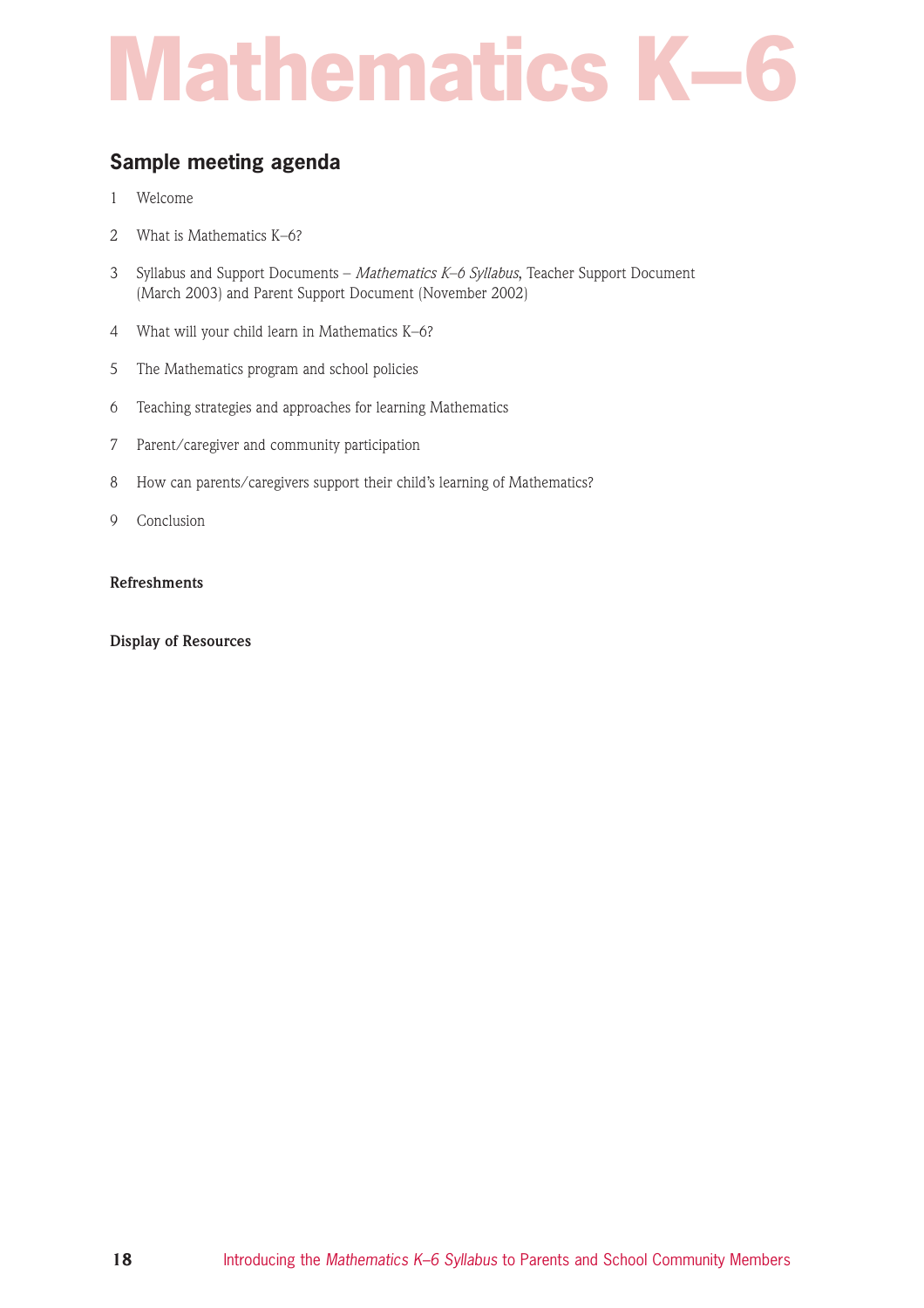# Mathematics K–6

## Sample meeting agenda

1. Welcome
2. What is Mathematics K–6?
3. Syllabus and Support Documents – *Mathematics K–6 Syllabus*, Teacher Support Document (March 2003) and Parent Support Document (November 2002)
4. What will your child learn in Mathematics K–6?
5. The Mathematics program and school policies
6. Teaching strategies and approaches for learning Mathematics
7. Parent/caregiver and community participation
8. How can parents/caregivers support their child's learning of Mathematics?
9. Conclusion

**Refreshments**

**Display of Resources**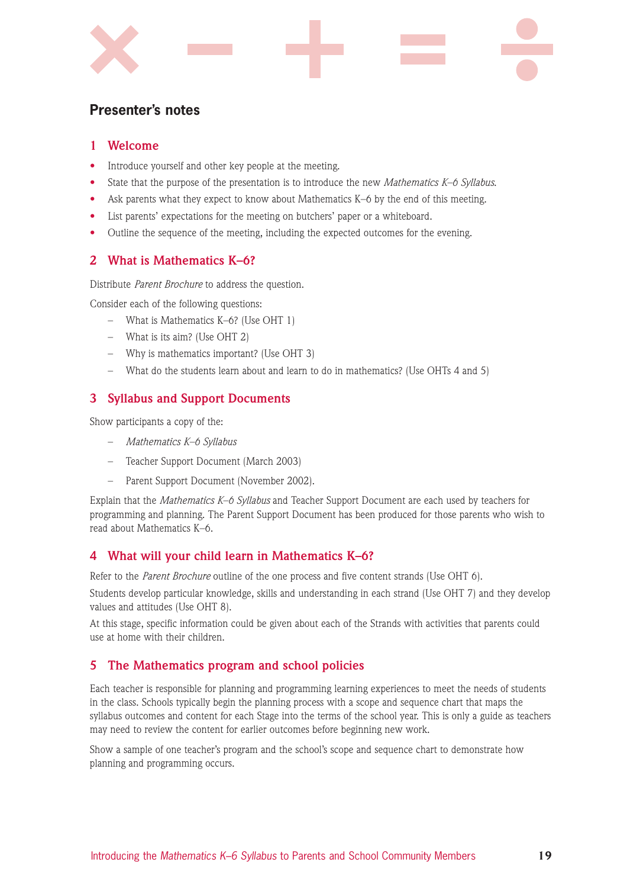## Presenter's notes

### 1 Welcome

- Introduce yourself and other key people at the meeting.
- State that the purpose of the presentation is to introduce the new *Mathematics K–6 Syllabus*.
- Ask parents what they expect to know about Mathematics K–6 by the end of this meeting.
- List parents' expectations for the meeting on butchers' paper or a whiteboard.
- Outline the sequence of the meeting, including the expected outcomes for the evening.

### 2 What is Mathematics K–6?

Distribute *Parent Brochure* to address the question.

Consider each of the following questions:

- What is Mathematics K–6? (Use OHT 1)
- What is its aim? (Use OHT 2)
- Why is mathematics important? (Use OHT 3)
- What do the students learn about and learn to do in mathematics? (Use OHTs 4 and 5)

### 3 Syllabus and Support Documents

Show participants a copy of the:

- *Mathematics K–6 Syllabus*
- Teacher Support Document (March 2003)
- Parent Support Document (November 2002).

Explain that the *Mathematics K–6 Syllabus* and Teacher Support Document are each used by teachers for programming and planning. The Parent Support Document has been produced for those parents who wish to read about Mathematics K–6.

### 4 What will your child learn in Mathematics K–6?

Refer to the *Parent Brochure* outline of the one process and five content strands (Use OHT 6).

Students develop particular knowledge, skills and understanding in each strand (Use OHT 7) and they develop values and attitudes (Use OHT 8).

At this stage, specific information could be given about each of the Strands with activities that parents could use at home with their children.

### 5 The Mathematics program and school policies

Each teacher is responsible for planning and programming learning experiences to meet the needs of students in the class. Schools typically begin the planning process with a scope and sequence chart that maps the syllabus outcomes and content for each Stage into the terms of the school year. This is only a guide as teachers may need to review the content for earlier outcomes before beginning new work.

Show a sample of one teacher's program and the school's scope and sequence chart to demonstrate how planning and programming occurs.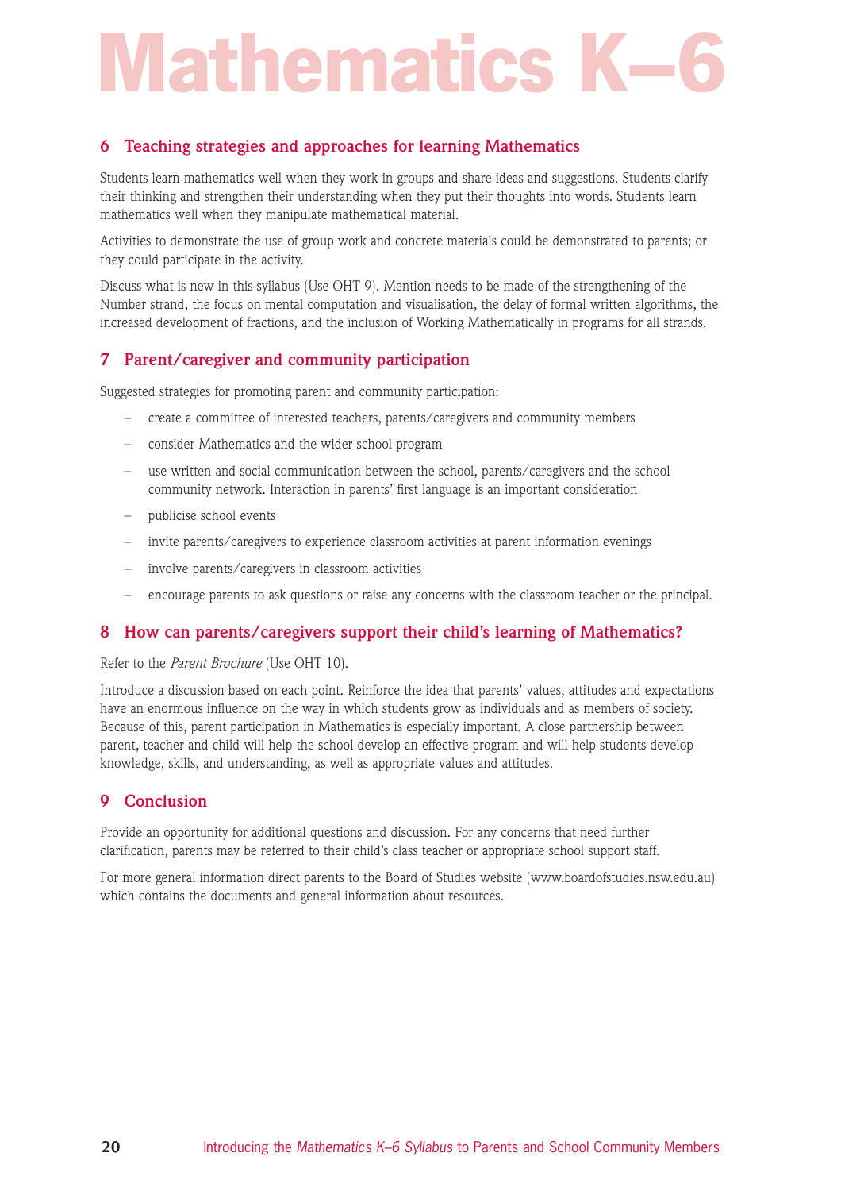## 6 Teaching strategies and approaches for learning Mathematics

Students learn mathematics well when they work in groups and share ideas and suggestions. Students clarify their thinking and strengthen their understanding when they put their thoughts into words. Students learn mathematics well when they manipulate mathematical material.

Activities to demonstrate the use of group work and concrete materials could be demonstrated to parents; or they could participate in the activity.

Discuss what is new in this syllabus (Use OHT 9). Mention needs to be made of the strengthening of the Number strand, the focus on mental computation and visualisation, the delay of formal written algorithms, the increased development of fractions, and the inclusion of Working Mathematically in programs for all strands.

## 7 Parent/caregiver and community participation

Suggested strategies for promoting parent and community participation:

- create a committee of interested teachers, parents/caregivers and community members
- consider Mathematics and the wider school program
- use written and social communication between the school, parents/caregivers and the school community network. Interaction in parents' first language is an important consideration
- publicise school events
- invite parents/caregivers to experience classroom activities at parent information evenings
- involve parents/caregivers in classroom activities
- encourage parents to ask questions or raise any concerns with the classroom teacher or the principal.

## 8 How can parents/caregivers support their child's learning of Mathematics?

Refer to the *Parent Brochure* (Use OHT 10).

Introduce a discussion based on each point. Reinforce the idea that parents' values, attitudes and expectations have an enormous influence on the way in which students grow as individuals and as members of society. Because of this, parent participation in Mathematics is especially important. A close partnership between parent, teacher and child will help the school develop an effective program and will help students develop knowledge, skills, and understanding, as well as appropriate values and attitudes.

## 9 Conclusion

Provide an opportunity for additional questions and discussion. For any concerns that need further clarification, parents may be referred to their child's class teacher or appropriate school support staff.

For more general information direct parents to the Board of Studies website (www.boardofstudies.nsw.edu.au) which contains the documents and general information about resources.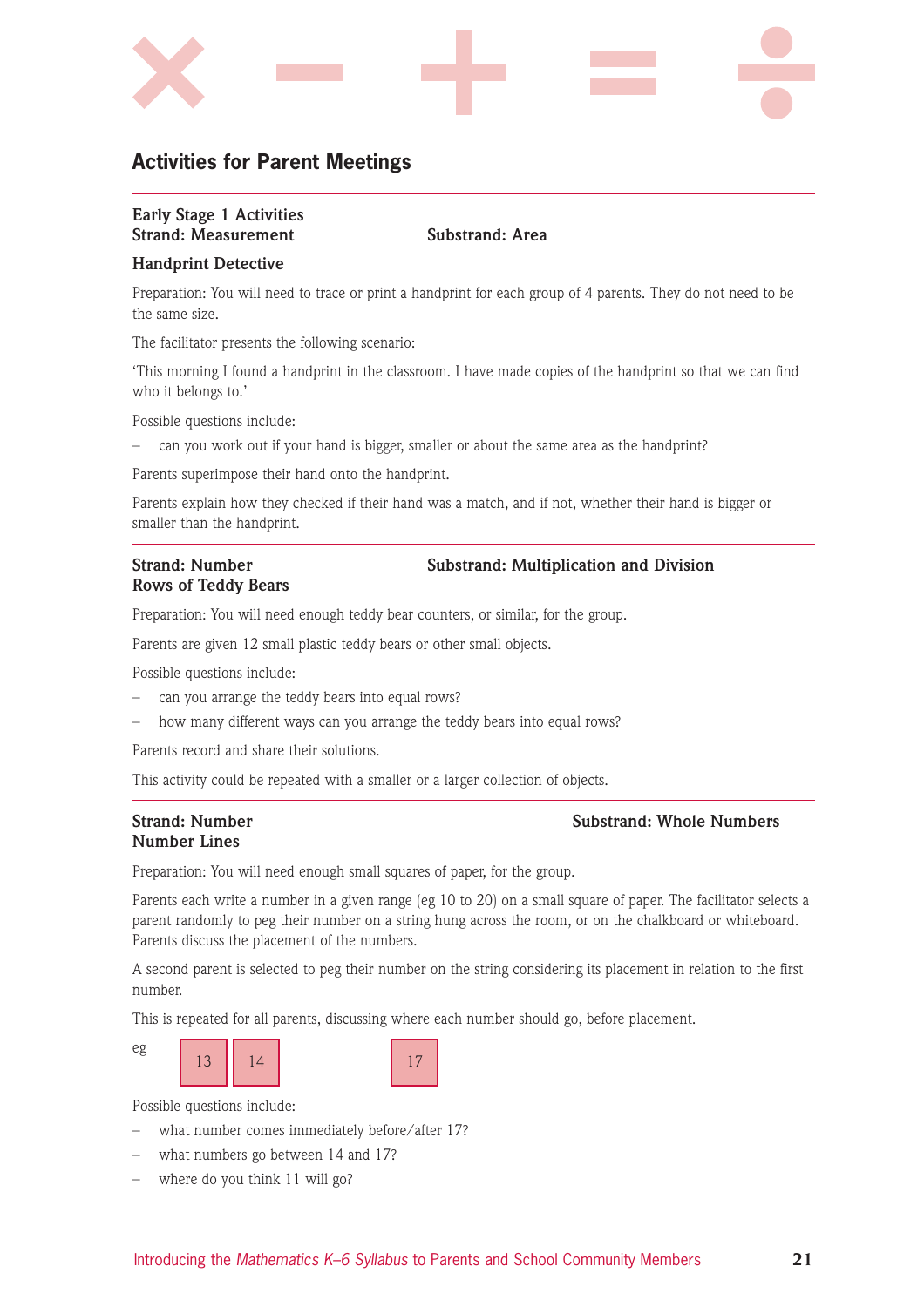## Activities for Parent Meetings

---

**Early Stage 1 Activities**
**Strand: Measurement** **Substrand: Area**

**Handprint Detective**

Preparation: You will need to trace or print a handprint for each group of 4 parents. They do not need to be the same size.

The facilitator presents the following scenario:

'This morning I found a handprint in the classroom. I have made copies of the handprint so that we can find who it belongs to.'

Possible questions include:

– can you work out if your hand is bigger, smaller or about the same area as the handprint?

Parents superimpose their hand onto the handprint.

Parents explain how they checked if their hand was a match, and if not, whether their hand is bigger or smaller than the handprint.

---

**Strand: Number** **Substrand: Multiplication and Division**
**Rows of Teddy Bears**

Preparation: You will need enough teddy bear counters, or similar, for the group.

Parents are given 12 small plastic teddy bears or other small objects.

Possible questions include:

– can you arrange the teddy bears into equal rows?
– how many different ways can you arrange the teddy bears into equal rows?

Parents record and share their solutions.

This activity could be repeated with a smaller or a larger collection of objects.

---

**Strand: Number** **Substrand: Whole Numbers**
**Number Lines**

Preparation: You will need enough small squares of paper, for the group.

Parents each write a number in a given range (eg 10 to 20) on a small square of paper. The facilitator selects a parent randomly to peg their number on a string hung across the room, or on the chalkboard or whiteboard. Parents discuss the placement of the numbers.

A second parent is selected to peg their number on the string considering its placement in relation to the first number.

This is repeated for all parents, discussing where each number should go, before placement.

eg 13 14 17

Possible questions include:

– what number comes immediately before/after 17?
– what numbers go between 14 and 17?
– where do you think 11 will go?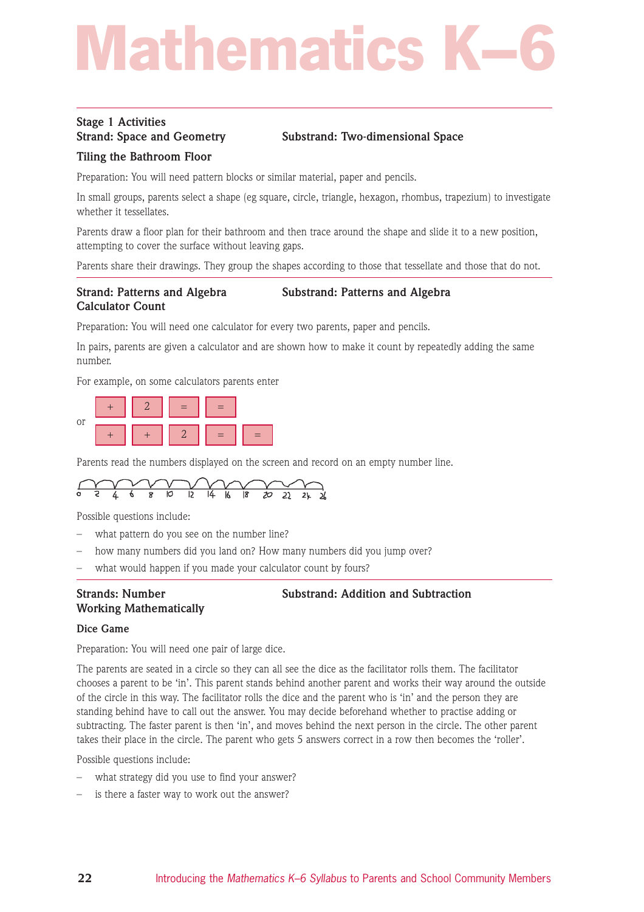# Mathematics K–6

**Stage 1 Activities**

**Strand: Space and Geometry** **Substrand: Two-dimensional Space**

### Tiling the Bathroom Floor

Preparation: You will need pattern blocks or similar material, paper and pencils.

In small groups, parents select a shape (eg square, circle, triangle, hexagon, rhombus, trapezium) to investigate whether it tessellates.

Parents draw a floor plan for their bathroom and then trace around the shape and slide it to a new position, attempting to cover the surface without leaving gaps.

Parents share their drawings. They group the shapes according to those that tessellate and those that do not.

---

**Strand: Patterns and Algebra** **Substrand: Patterns and Algebra**

### Calculator Count

Preparation: You will need one calculator for every two parents, paper and pencils.

In pairs, parents are given a calculator and are shown how to make it count by repeatedly adding the same number.

For example, on some calculators parents enter

| + | 2 | = | = |

or

| + | + | 2 | = | = |

Parents read the numbers displayed on the screen and record on an empty number line.

0 2 4 6 8 10 12 14 16 18 20 22 24 26

Possible questions include:

- what pattern do you see on the number line?
- how many numbers did you land on? How many numbers did you jump over?
- what would happen if you made your calculator count by fours?

---

**Strands: Number** **Substrand: Addition and Subtraction**
**Working Mathematically**

### Dice Game

Preparation: You will need one pair of large dice.

The parents are seated in a circle so they can all see the dice as the facilitator rolls them. The facilitator chooses a parent to be 'in'. This parent stands behind another parent and works their way around the outside of the circle in this way. The facilitator rolls the dice and the parent who is 'in' and the person they are standing behind have to call out the answer. You may decide beforehand whether to practise adding or subtracting. The faster parent is then 'in', and moves behind the next person in the circle. The other parent takes their place in the circle. The parent who gets 5 answers correct in a row then becomes the 'roller'.

Possible questions include:

- what strategy did you use to find your answer?
- is there a faster way to work out the answer?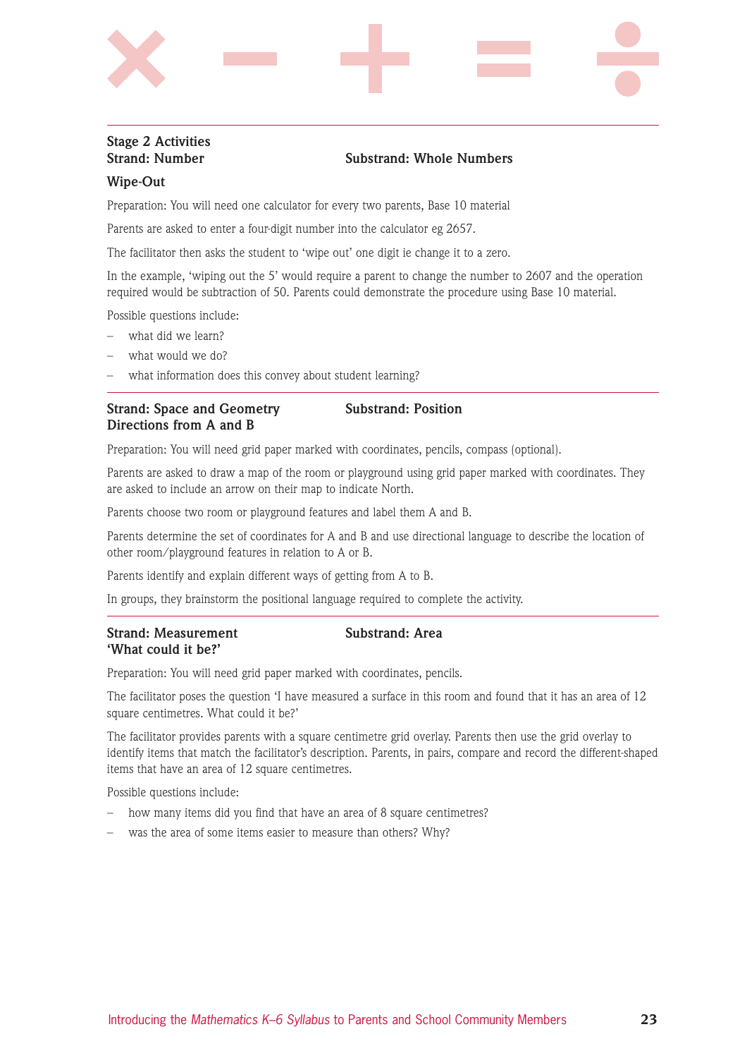## Stage 2 Activities

**Strand: Number** **Substrand: Whole Numbers**

### Wipe-Out

Preparation: You will need one calculator for every two parents, Base 10 material

Parents are asked to enter a four-digit number into the calculator eg 2657.

The facilitator then asks the student to 'wipe out' one digit ie change it to a zero.

In the example, 'wiping out the 5' would require a parent to change the number to 2607 and the operation required would be subtraction of 50. Parents could demonstrate the procedure using Base 10 material.

Possible questions include:

- what did we learn?
- what would we do?
- what information does this convey about student learning?

---

**Strand: Space and Geometry** **Substrand: Position**

### Directions from A and B

Preparation: You will need grid paper marked with coordinates, pencils, compass (optional).

Parents are asked to draw a map of the room or playground using grid paper marked with coordinates. They are asked to include an arrow on their map to indicate North.

Parents choose two room or playground features and label them A and B.

Parents determine the set of coordinates for A and B and use directional language to describe the location of other room/playground features in relation to A or B.

Parents identify and explain different ways of getting from A to B.

In groups, they brainstorm the positional language required to complete the activity.

---

**Strand: Measurement** **Substrand: Area**

### 'What could it be?'

Preparation: You will need grid paper marked with coordinates, pencils.

The facilitator poses the question 'I have measured a surface in this room and found that it has an area of 12 square centimetres. What could it be?'

The facilitator provides parents with a square centimetre grid overlay. Parents then use the grid overlay to identify items that match the facilitator's description. Parents, in pairs, compare and record the different-shaped items that have an area of 12 square centimetres.

Possible questions include:

- how many items did you find that have an area of 8 square centimetres?
- was the area of some items easier to measure than others? Why?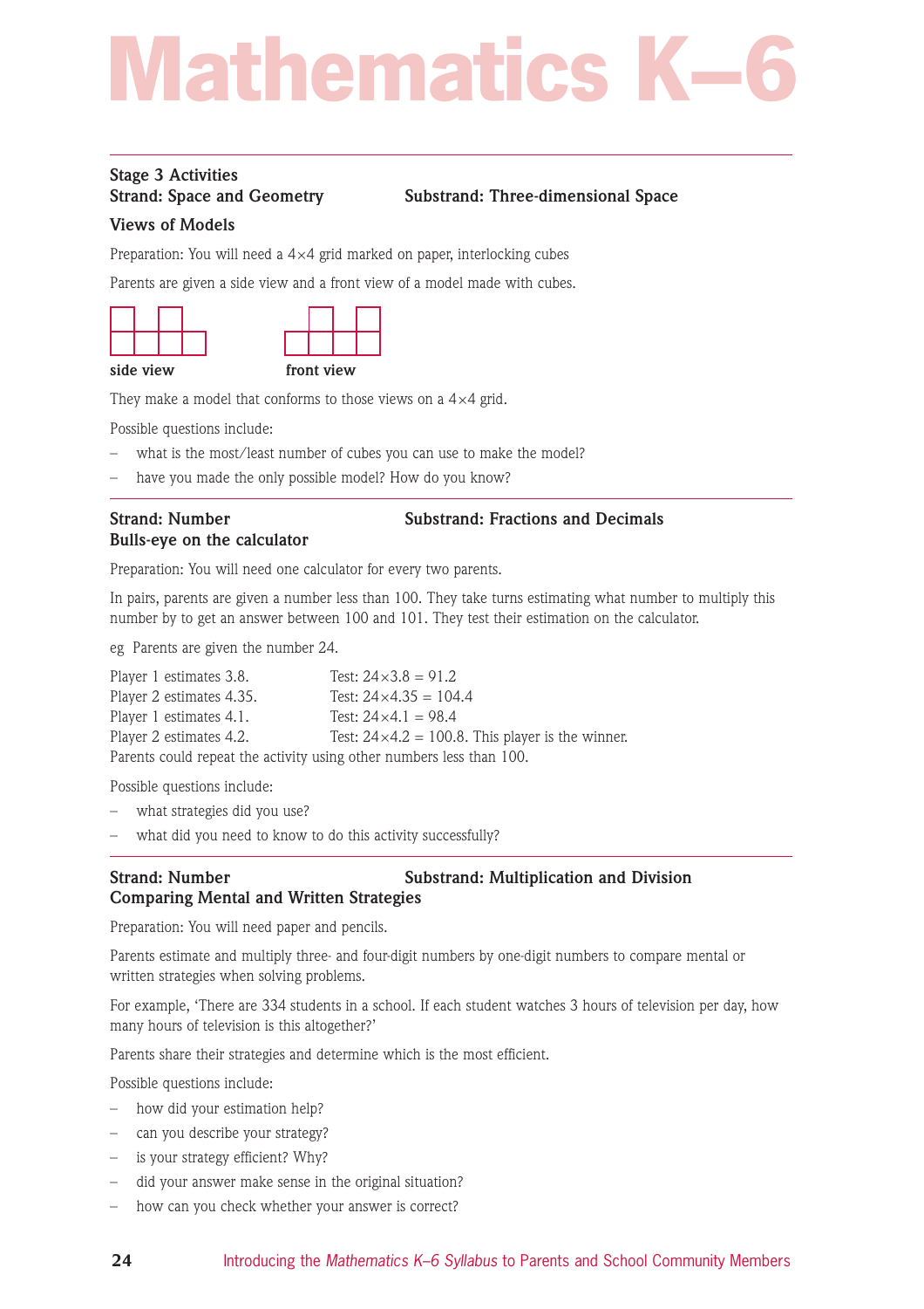# Mathematics K–6

**Stage 3 Activities**

**Strand: Space and Geometry** **Substrand: Three-dimensional Space**

### Views of Models

Preparation: You will need a 4×4 grid marked on paper, interlocking cubes

Parents are given a side view and a front view of a model made with cubes.

**side view** **front view**

They make a model that conforms to those views on a 4×4 grid.

Possible questions include:

- what is the most/least number of cubes you can use to make the model?
- have you made the only possible model? How do you know?

---

**Strand: Number** **Substrand: Fractions and Decimals**

### Bulls-eye on the calculator

Preparation: You will need one calculator for every two parents.

In pairs, parents are given a number less than 100. They take turns estimating what number to multiply this number by to get an answer between 100 and 101. They test their estimation on the calculator.

eg Parents are given the number 24.

Player 1 estimates 3.8. Test: 24×3.8 = 91.2
Player 2 estimates 4.35. Test: 24×4.35 = 104.4
Player 1 estimates 4.1. Test: 24×4.1 = 98.4
Player 2 estimates 4.2. Test: 24×4.2 = 100.8. This player is the winner.
Parents could repeat the activity using other numbers less than 100.

Possible questions include:

- what strategies did you use?
- what did you need to know to do this activity successfully?

---

**Strand: Number** **Substrand: Multiplication and Division**

### Comparing Mental and Written Strategies

Preparation: You will need paper and pencils.

Parents estimate and multiply three- and four-digit numbers by one-digit numbers to compare mental or written strategies when solving problems.

For example, 'There are 334 students in a school. If each student watches 3 hours of television per day, how many hours of television is this altogether?'

Parents share their strategies and determine which is the most efficient.

Possible questions include:

- how did your estimation help?
- can you describe your strategy?
- is your strategy efficient? Why?
- did your answer make sense in the original situation?
- how can you check whether your answer is correct?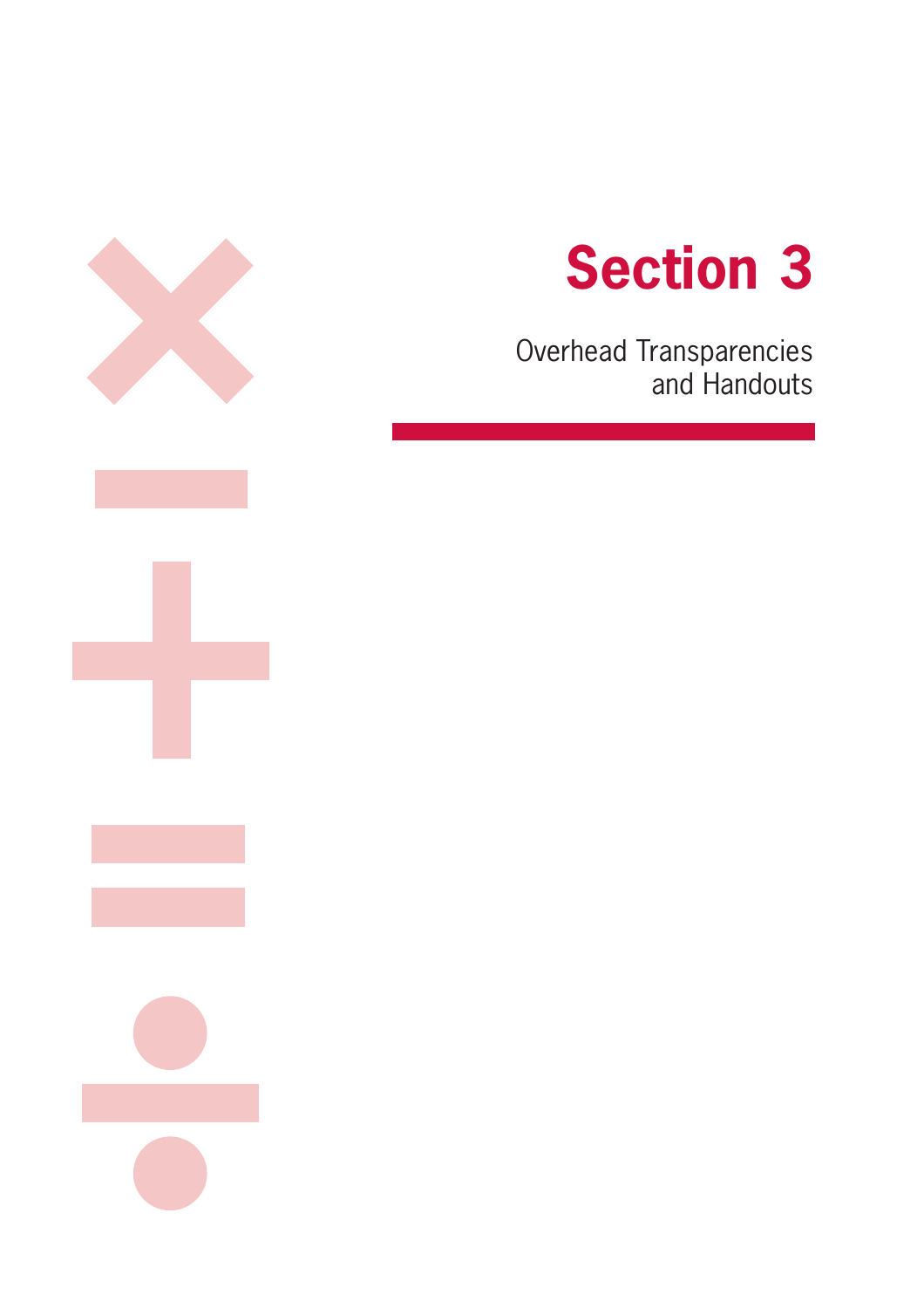# Section 3

Overhead Transparencies and Handouts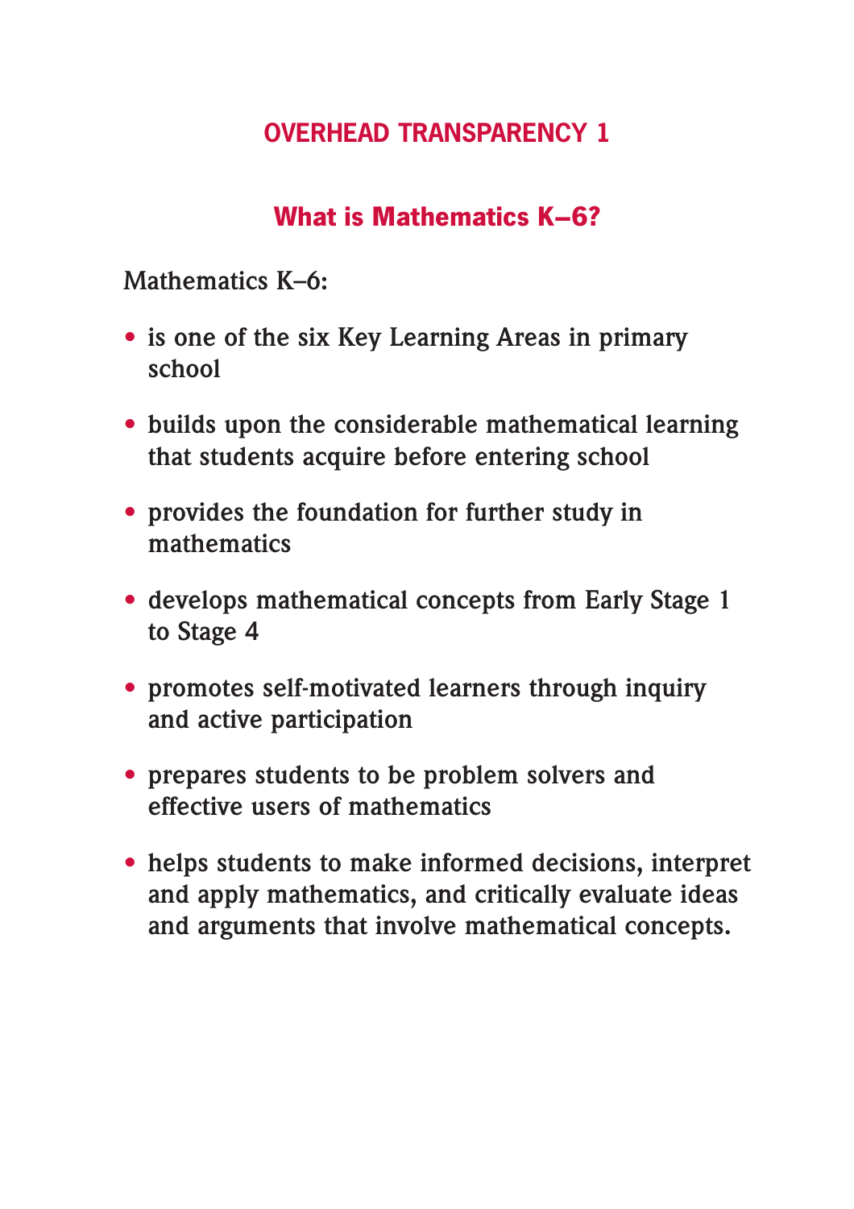## OVERHEAD TRANSPARENCY 1

### What is Mathematics K–6?

Mathematics K–6:

- is one of the six Key Learning Areas in primary school
- builds upon the considerable mathematical learning that students acquire before entering school
- provides the foundation for further study in mathematics
- develops mathematical concepts from Early Stage 1 to Stage 4
- promotes self-motivated learners through inquiry and active participation
- prepares students to be problem solvers and effective users of mathematics
- helps students to make informed decisions, interpret and apply mathematics, and critically evaluate ideas and arguments that involve mathematical concepts.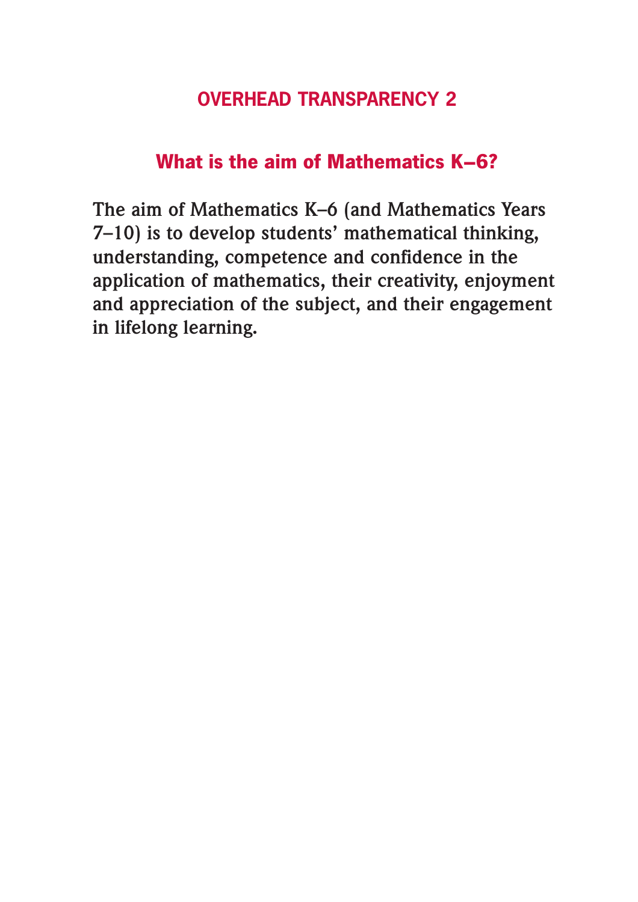## OVERHEAD TRANSPARENCY 2

### What is the aim of Mathematics K–6?

**The aim of Mathematics K–6 (and Mathematics Years 7–10) is to develop students' mathematical thinking, understanding, competence and confidence in the application of mathematics, their creativity, enjoyment and appreciation of the subject, and their engagement in lifelong learning.**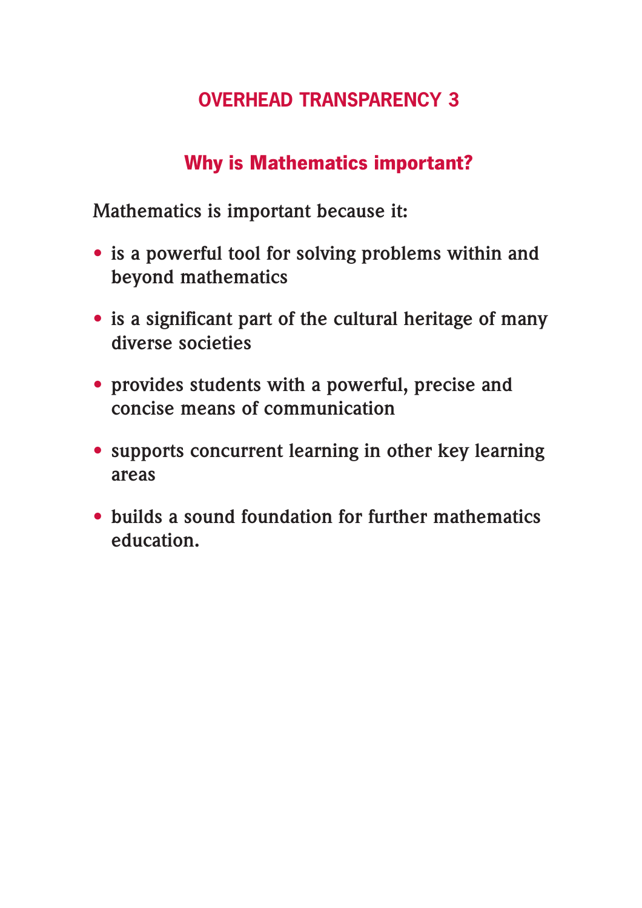## OVERHEAD TRANSPARENCY 3

### Why is Mathematics important?

Mathematics is important because it:

- is a powerful tool for solving problems within and beyond mathematics
- is a significant part of the cultural heritage of many diverse societies
- provides students with a powerful, precise and concise means of communication
- supports concurrent learning in other key learning areas
- builds a sound foundation for further mathematics education.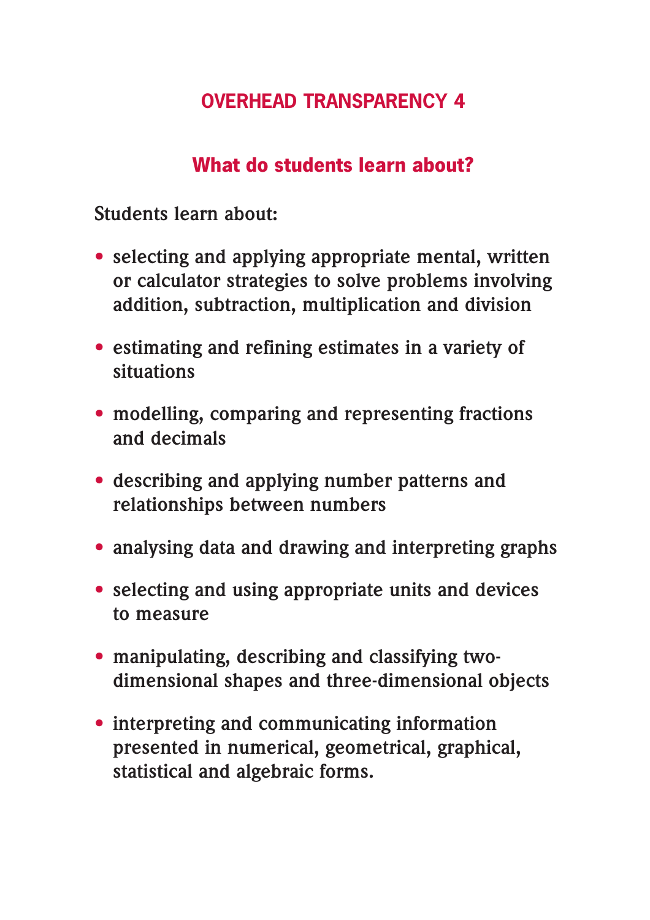## OVERHEAD TRANSPARENCY 4

### What do students learn about?

Students learn about:

- selecting and applying appropriate mental, written or calculator strategies to solve problems involving addition, subtraction, multiplication and division
- estimating and refining estimates in a variety of situations
- modelling, comparing and representing fractions and decimals
- describing and applying number patterns and relationships between numbers
- analysing data and drawing and interpreting graphs
- selecting and using appropriate units and devices to measure
- manipulating, describing and classifying two-dimensional shapes and three-dimensional objects
- interpreting and communicating information presented in numerical, geometrical, graphical, statistical and algebraic forms.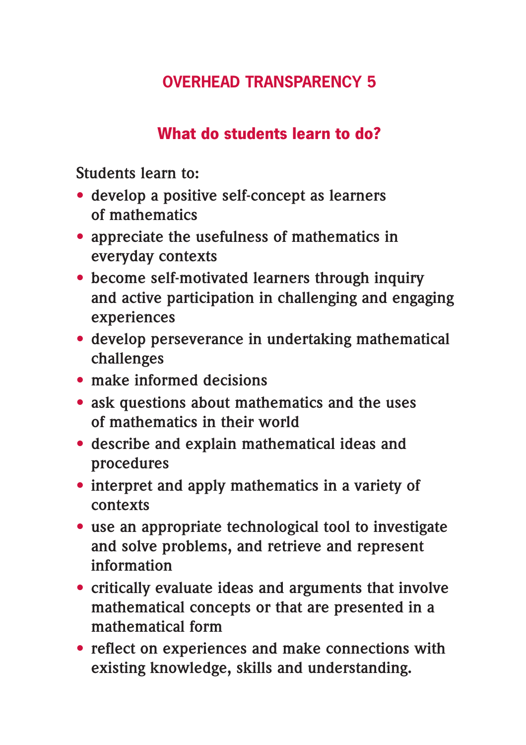# OVERHEAD TRANSPARENCY 5

## What do students learn to do?

Students learn to:

- develop a positive self-concept as learners of mathematics
- appreciate the usefulness of mathematics in everyday contexts
- become self-motivated learners through inquiry and active participation in challenging and engaging experiences
- develop perseverance in undertaking mathematical challenges
- make informed decisions
- ask questions about mathematics and the uses of mathematics in their world
- describe and explain mathematical ideas and procedures
- interpret and apply mathematics in a variety of contexts
- use an appropriate technological tool to investigate and solve problems, and retrieve and represent information
- critically evaluate ideas and arguments that involve mathematical concepts or that are presented in a mathematical form
- reflect on experiences and make connections with existing knowledge, skills and understanding.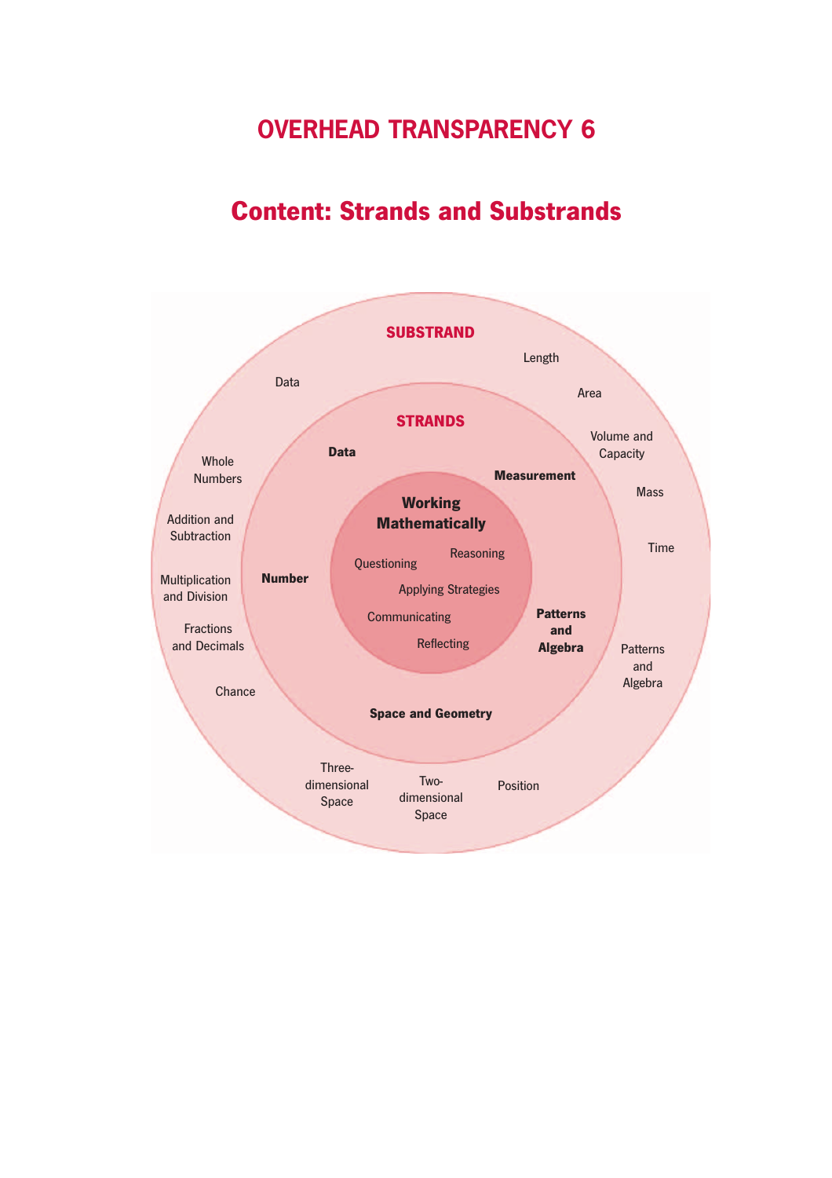# OVERHEAD TRANSPARENCY 6

## Content: Strands and Substrands

**Working Mathematically**

- Questioning
- Reasoning
- Applying Strategies
- Communicating
- Reflecting

| STRANDS | SUBSTRAND |
|---|---|
| **Number** | Whole Numbers; Addition and Subtraction; Multiplication and Division; Fractions and Decimals; Chance |
| **Data** | Data |
| **Measurement** | Length; Area; Volume and Capacity; Mass; Time |
| **Patterns and Algebra** | Patterns and Algebra |
| **Space and Geometry** | Three-dimensional Space; Two-dimensional Space; Position |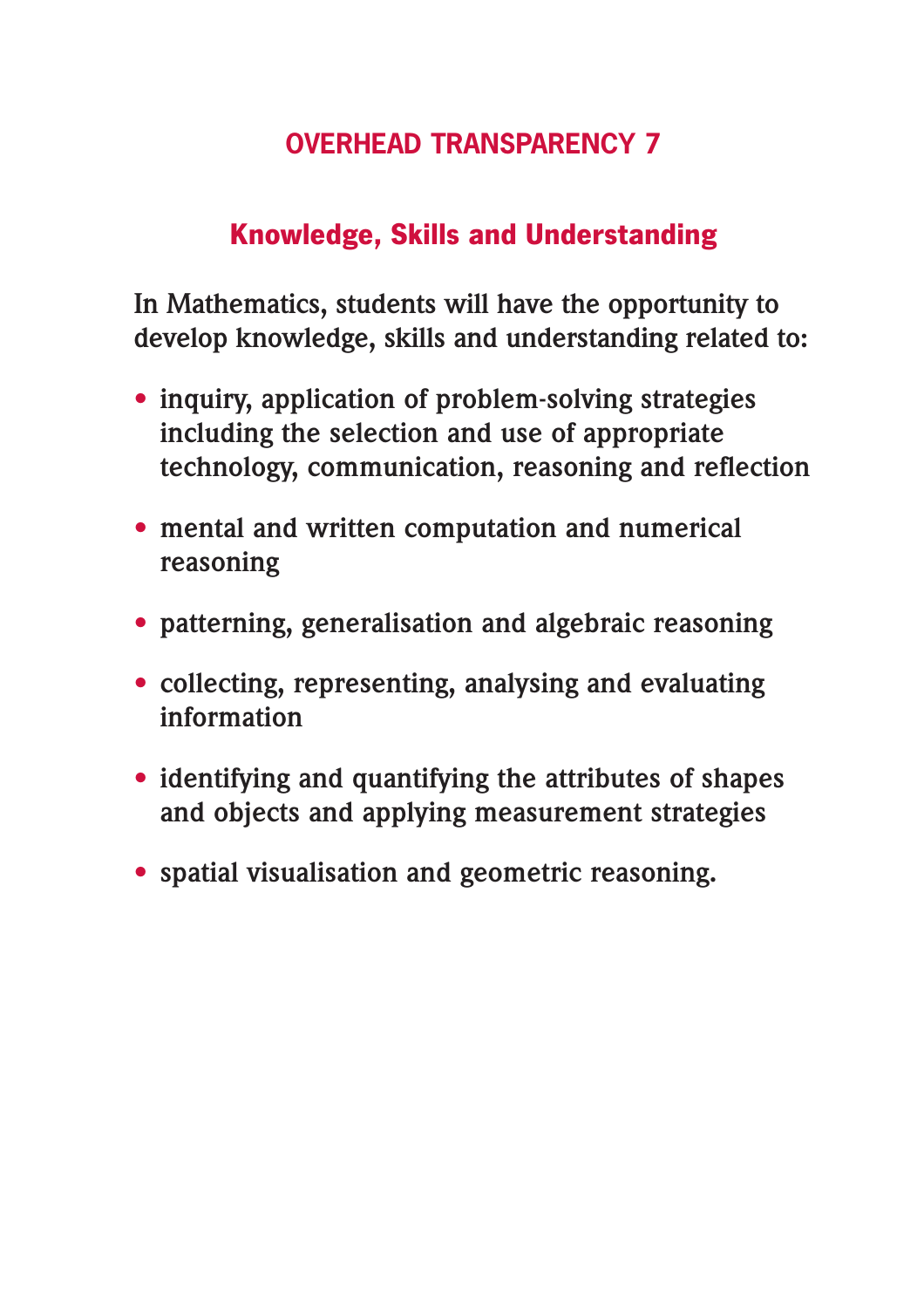# OVERHEAD TRANSPARENCY 7

## Knowledge, Skills and Understanding

In Mathematics, students will have the opportunity to develop knowledge, skills and understanding related to:

- inquiry, application of problem-solving strategies including the selection and use of appropriate technology, communication, reasoning and reflection
- mental and written computation and numerical reasoning
- patterning, generalisation and algebraic reasoning
- collecting, representing, analysing and evaluating information
- identifying and quantifying the attributes of shapes and objects and applying measurement strategies
- spatial visualisation and geometric reasoning.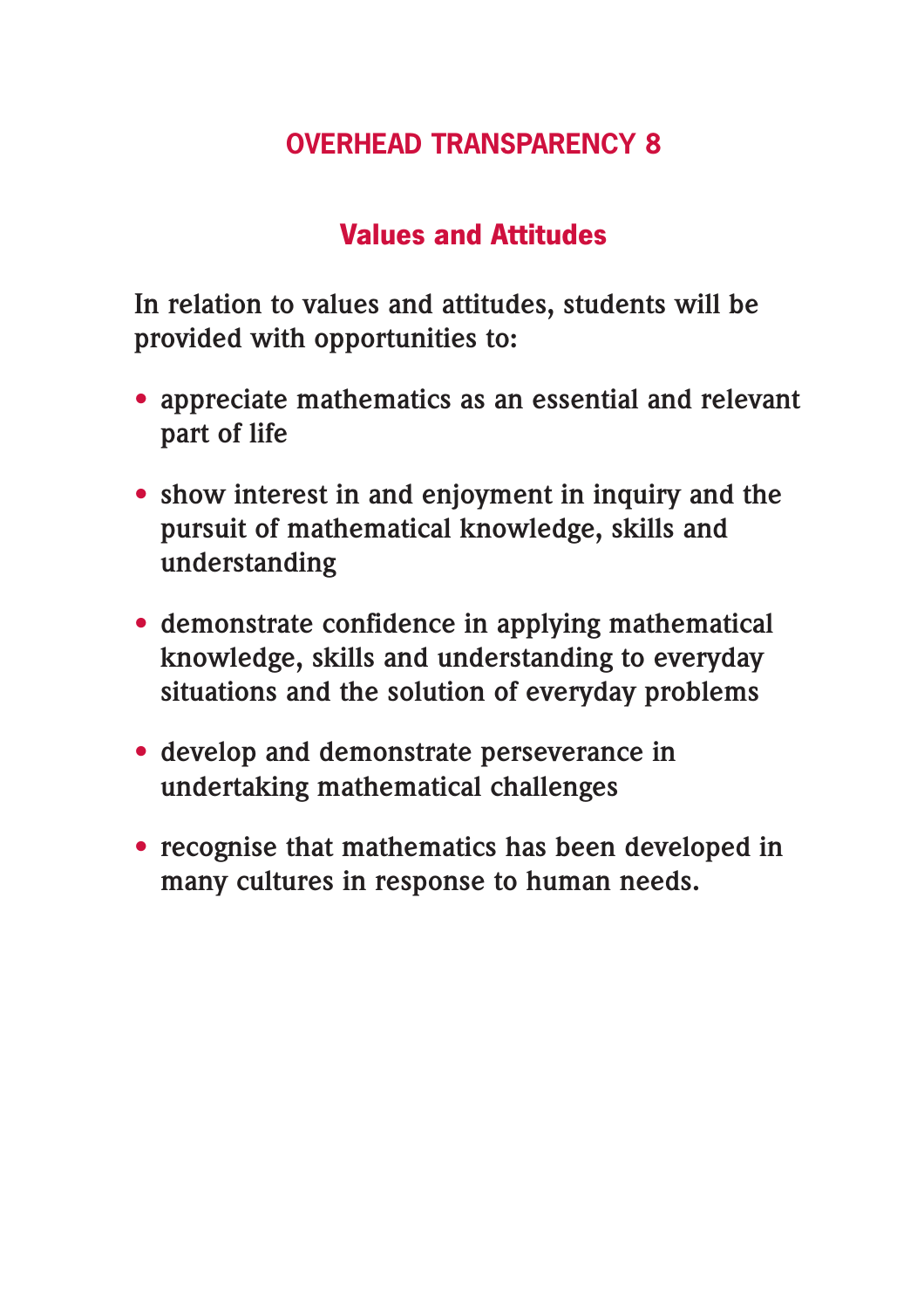# OVERHEAD TRANSPARENCY 8

## Values and Attitudes

In relation to values and attitudes, students will be provided with opportunities to:

- appreciate mathematics as an essential and relevant part of life
- show interest in and enjoyment in inquiry and the pursuit of mathematical knowledge, skills and understanding
- demonstrate confidence in applying mathematical knowledge, skills and understanding to everyday situations and the solution of everyday problems
- develop and demonstrate perseverance in undertaking mathematical challenges
- recognise that mathematics has been developed in many cultures in response to human needs.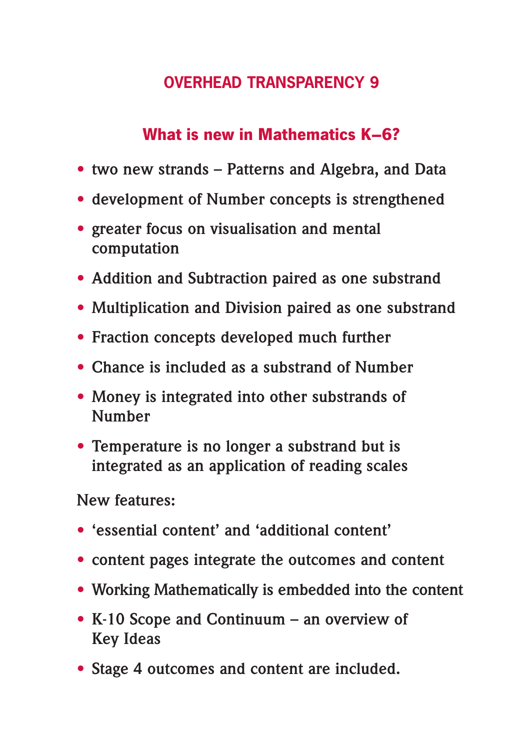## OVERHEAD TRANSPARENCY 9

### What is new in Mathematics K–6?

- two new strands – Patterns and Algebra, and Data
- development of Number concepts is strengthened
- greater focus on visualisation and mental computation
- Addition and Subtraction paired as one substrand
- Multiplication and Division paired as one substrand
- Fraction concepts developed much further
- Chance is included as a substrand of Number
- Money is integrated into other substrands of Number
- Temperature is no longer a substrand but is integrated as an application of reading scales

New features:

- 'essential content' and 'additional content'
- content pages integrate the outcomes and content
- Working Mathematically is embedded into the content
- K-10 Scope and Continuum – an overview of Key Ideas
- Stage 4 outcomes and content are included.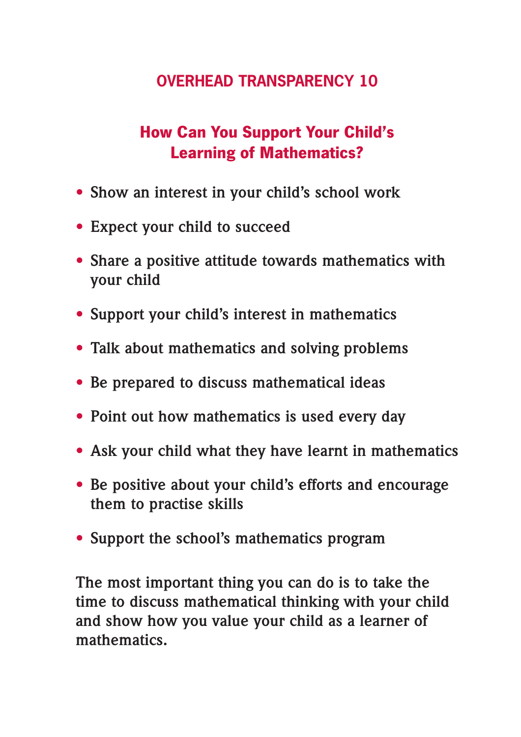## OVERHEAD TRANSPARENCY 10

### How Can You Support Your Child's Learning of Mathematics?

- Show an interest in your child's school work
- Expect your child to succeed
- Share a positive attitude towards mathematics with your child
- Support your child's interest in mathematics
- Talk about mathematics and solving problems
- Be prepared to discuss mathematical ideas
- Point out how mathematics is used every day
- Ask your child what they have learnt in mathematics
- Be positive about your child's efforts and encourage them to practise skills
- Support the school's mathematics program

The most important thing you can do is to take the time to discuss mathematical thinking with your child and show how you value your child as a learner of mathematics.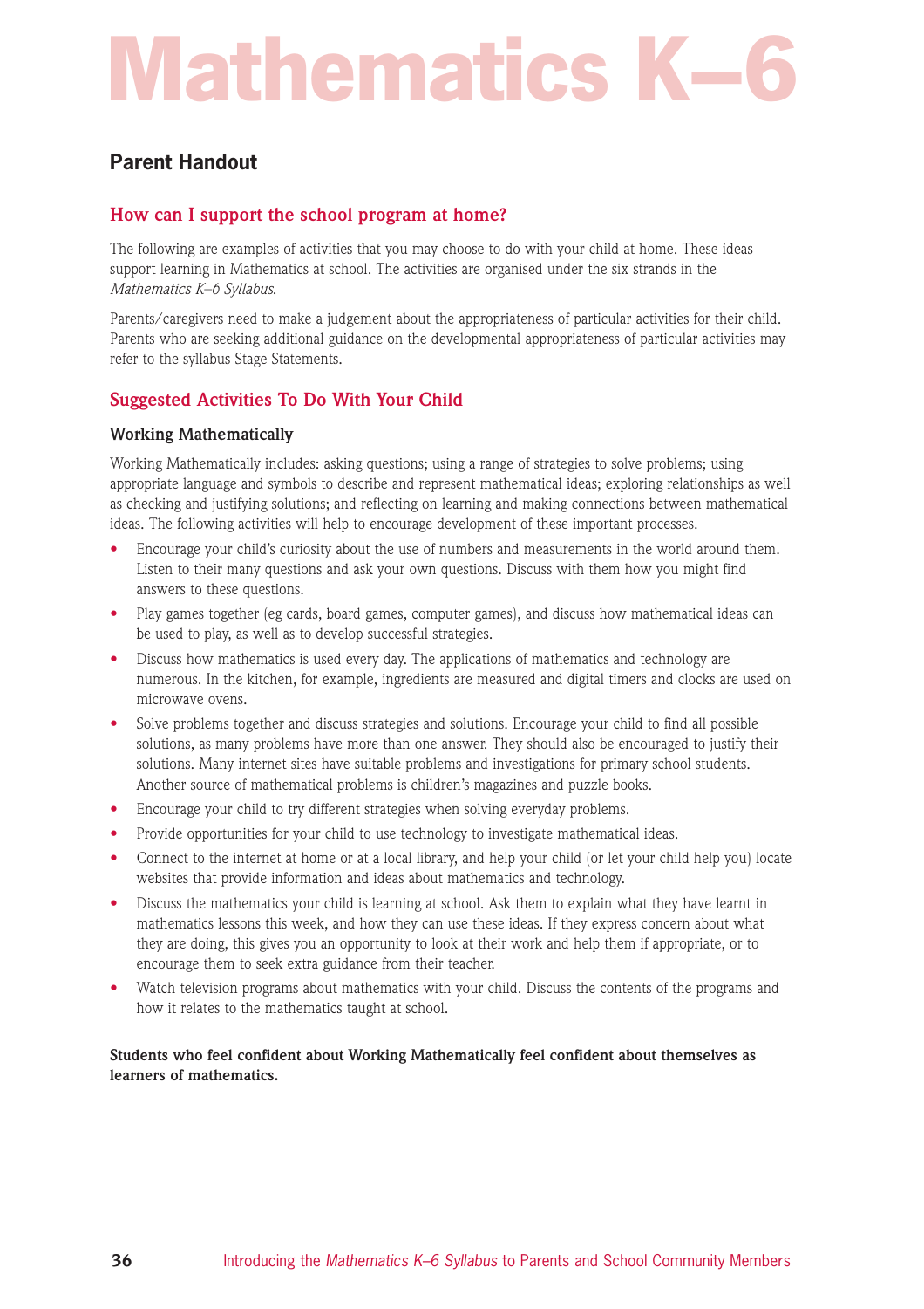# Mathematics K–6

## Parent Handout

### How can I support the school program at home?

The following are examples of activities that you may choose to do with your child at home. These ideas support learning in Mathematics at school. The activities are organised under the six strands in the *Mathematics K–6 Syllabus*.

Parents/caregivers need to make a judgement about the appropriateness of particular activities for their child. Parents who are seeking additional guidance on the developmental appropriateness of particular activities may refer to the syllabus Stage Statements.

### Suggested Activities To Do With Your Child

#### Working Mathematically

Working Mathematically includes: asking questions; using a range of strategies to solve problems; using appropriate language and symbols to describe and represent mathematical ideas; exploring relationships as well as checking and justifying solutions; and reflecting on learning and making connections between mathematical ideas. The following activities will help to encourage development of these important processes.

- Encourage your child's curiosity about the use of numbers and measurements in the world around them. Listen to their many questions and ask your own questions. Discuss with them how you might find answers to these questions.
- Play games together (eg cards, board games, computer games), and discuss how mathematical ideas can be used to play, as well as to develop successful strategies.
- Discuss how mathematics is used every day. The applications of mathematics and technology are numerous. In the kitchen, for example, ingredients are measured and digital timers and clocks are used on microwave ovens.
- Solve problems together and discuss strategies and solutions. Encourage your child to find all possible solutions, as many problems have more than one answer. They should also be encouraged to justify their solutions. Many internet sites have suitable problems and investigations for primary school students. Another source of mathematical problems is children's magazines and puzzle books.
- Encourage your child to try different strategies when solving everyday problems.
- Provide opportunities for your child to use technology to investigate mathematical ideas.
- Connect to the internet at home or at a local library, and help your child (or let your child help you) locate websites that provide information and ideas about mathematics and technology.
- Discuss the mathematics your child is learning at school. Ask them to explain what they have learnt in mathematics lessons this week, and how they can use these ideas. If they express concern about what they are doing, this gives you an opportunity to look at their work and help them if appropriate, or to encourage them to seek extra guidance from their teacher.
- Watch television programs about mathematics with your child. Discuss the contents of the programs and how it relates to the mathematics taught at school.

**Students who feel confident about Working Mathematically feel confident about themselves as learners of mathematics.**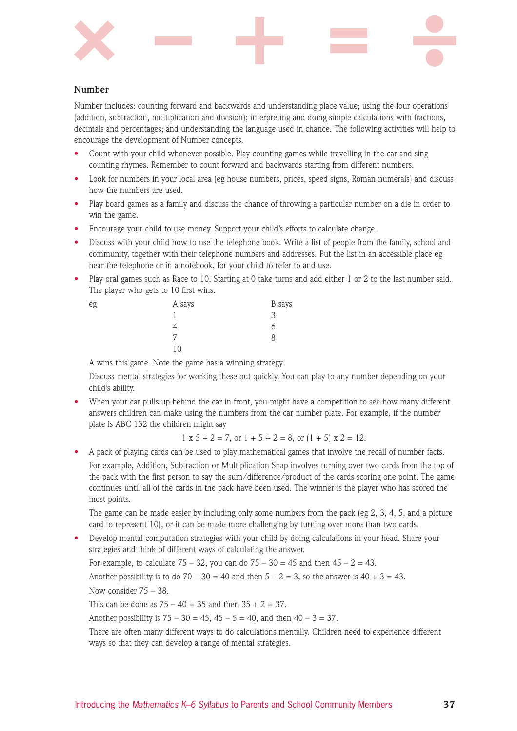## Number

Number includes: counting forward and backwards and understanding place value; using the four operations (addition, subtraction, multiplication and division); interpreting and doing simple calculations with fractions, decimals and percentages; and understanding the language used in chance. The following activities will help to encourage the development of Number concepts.

- Count with your child whenever possible. Play counting games while travelling in the car and sing counting rhymes. Remember to count forward and backwards starting from different numbers.
- Look for numbers in your local area (eg house numbers, prices, speed signs, Roman numerals) and discuss how the numbers are used.
- Play board games as a family and discuss the chance of throwing a particular number on a die in order to win the game.
- Encourage your child to use money. Support your child's efforts to calculate change.
- Discuss with your child how to use the telephone book. Write a list of people from the family, school and community, together with their telephone numbers and addresses. Put the list in an accessible place eg near the telephone or in a notebook, for your child to refer to and use.
- Play oral games such as Race to 10. Starting at 0 take turns and add either 1 or 2 to the last number said. The player who gets to 10 first wins.

  | eg | A says | B says |
  |---|---|---|
  | | 1 | 3 |
  | | 4 | 6 |
  | | 7 | 8 |
  | | 10 | |

  A wins this game. Note the game has a winning strategy.

  Discuss mental strategies for working these out quickly. You can play to any number depending on your child's ability.
- When your car pulls up behind the car in front, you might have a competition to see how many different answers children can make using the numbers from the car number plate. For example, if the number plate is ABC 152 the children might say

  $$1 \times 5 + 2 = 7, \text{ or } 1 + 5 + 2 = 8, \text{ or } (1 + 5) \times 2 = 12.$$
- A pack of playing cards can be used to play mathematical games that involve the recall of number facts.

  For example, Addition, Subtraction or Multiplication Snap involves turning over two cards from the top of the pack with the first person to say the sum/difference/product of the cards scoring one point. The game continues until all of the cards in the pack have been used. The winner is the player who has scored the most points.

  The game can be made easier by including only some numbers from the pack (eg 2, 3, 4, 5, and a picture card to represent 10), or it can be made more challenging by turning over more than two cards.
- Develop mental computation strategies with your child by doing calculations in your head. Share your strategies and think of different ways of calculating the answer.

  For example, to calculate 75 – 32, you can do 75 – 30 = 45 and then 45 – 2 = 43.

  Another possibility is to do 70 – 30 = 40 and then 5 – 2 = 3, so the answer is 40 + 3 = 43.

  Now consider 75 – 38.

  This can be done as 75 – 40 = 35 and then 35 + 2 = 37.

  Another possibility is 75 – 30 = 45, 45 – 5 = 40, and then 40 – 3 = 37.

  There are often many different ways to do calculations mentally. Children need to experience different ways so that they can develop a range of mental strategies.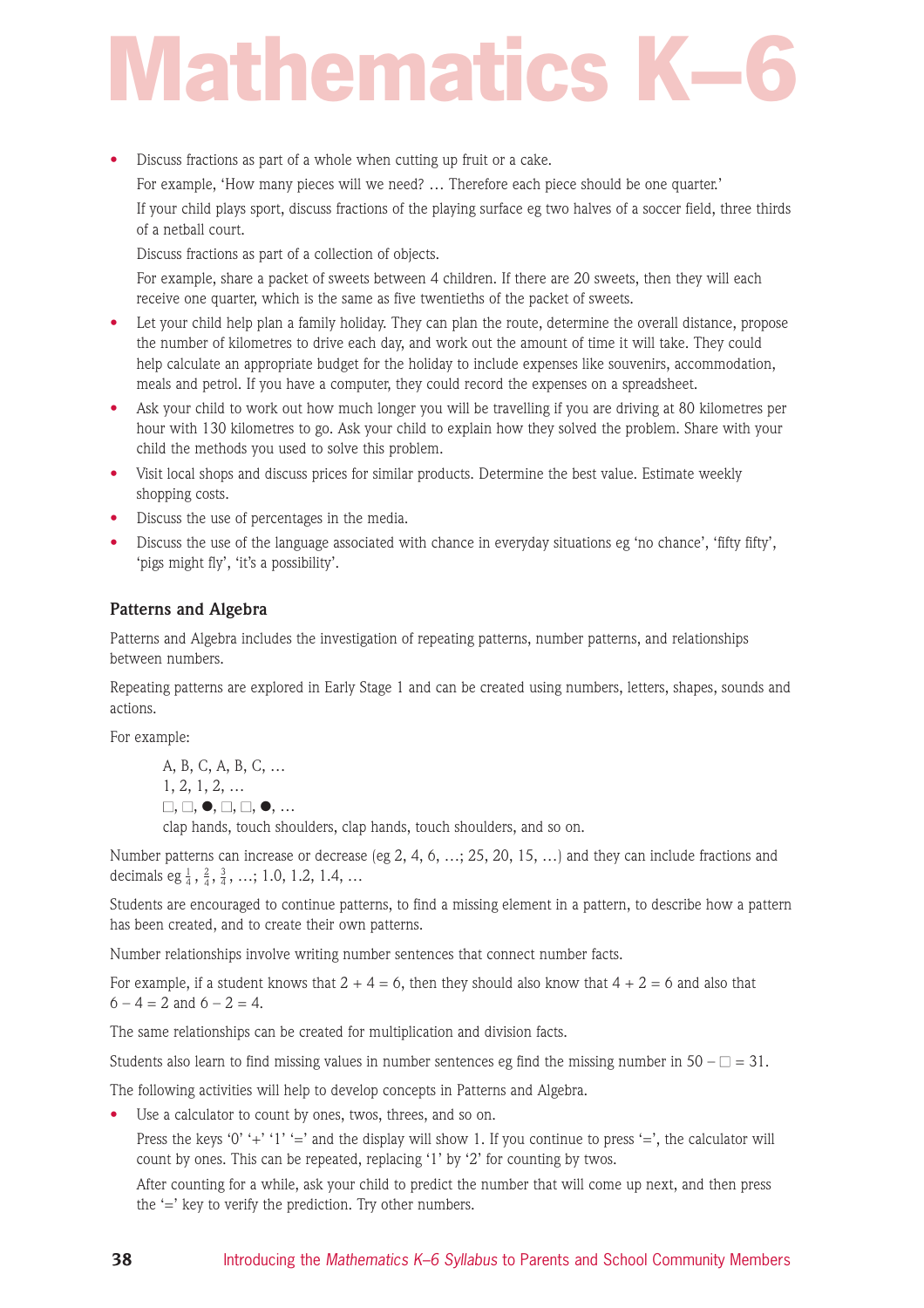- Discuss fractions as part of a whole when cutting up fruit or a cake.

  For example, 'How many pieces will we need? … Therefore each piece should be one quarter.'

  If your child plays sport, discuss fractions of the playing surface eg two halves of a soccer field, three thirds of a netball court.

  Discuss fractions as part of a collection of objects.

  For example, share a packet of sweets between 4 children. If there are 20 sweets, then they will each receive one quarter, which is the same as five twentieths of the packet of sweets.
- Let your child help plan a family holiday. They can plan the route, determine the overall distance, propose the number of kilometres to drive each day, and work out the amount of time it will take. They could help calculate an appropriate budget for the holiday to include expenses like souvenirs, accommodation, meals and petrol. If you have a computer, they could record the expenses on a spreadsheet.
- Ask your child to work out how much longer you will be travelling if you are driving at 80 kilometres per hour with 130 kilometres to go. Ask your child to explain how they solved the problem. Share with your child the methods you used to solve this problem.
- Visit local shops and discuss prices for similar products. Determine the best value. Estimate weekly shopping costs.
- Discuss the use of percentages in the media.
- Discuss the use of the language associated with chance in everyday situations eg 'no chance', 'fifty fifty', 'pigs might fly', 'it's a possibility'.

### Patterns and Algebra

Patterns and Algebra includes the investigation of repeating patterns, number patterns, and relationships between numbers.

Repeating patterns are explored in Early Stage 1 and can be created using numbers, letters, shapes, sounds and actions.

For example:

> A, B, C, A, B, C, …
> 1, 2, 1, 2, …
> □, □, ●, □, □, ●, …
> clap hands, touch shoulders, clap hands, touch shoulders, and so on.

Number patterns can increase or decrease (eg 2, 4, 6, …; 25, 20, 15, …) and they can include fractions and decimals eg $\frac{1}{4}$, $\frac{2}{4}$, $\frac{3}{4}$, …; 1.0, 1.2, 1.4, …

Students are encouraged to continue patterns, to find a missing element in a pattern, to describe how a pattern has been created, and to create their own patterns.

Number relationships involve writing number sentences that connect number facts.

For example, if a student knows that $2 + 4 = 6$, then they should also know that $4 + 2 = 6$ and also that $6 - 4 = 2$ and $6 - 2 = 4$.

The same relationships can be created for multiplication and division facts.

Students also learn to find missing values in number sentences eg find the missing number in $50 - \square = 31$.

The following activities will help to develop concepts in Patterns and Algebra.

- Use a calculator to count by ones, twos, threes, and so on.

  Press the keys '0' '+' '1' '=' and the display will show 1. If you continue to press '=', the calculator will count by ones. This can be repeated, replacing '1' by '2' for counting by twos.

  After counting for a while, ask your child to predict the number that will come up next, and then press the '=' key to verify the prediction. Try other numbers.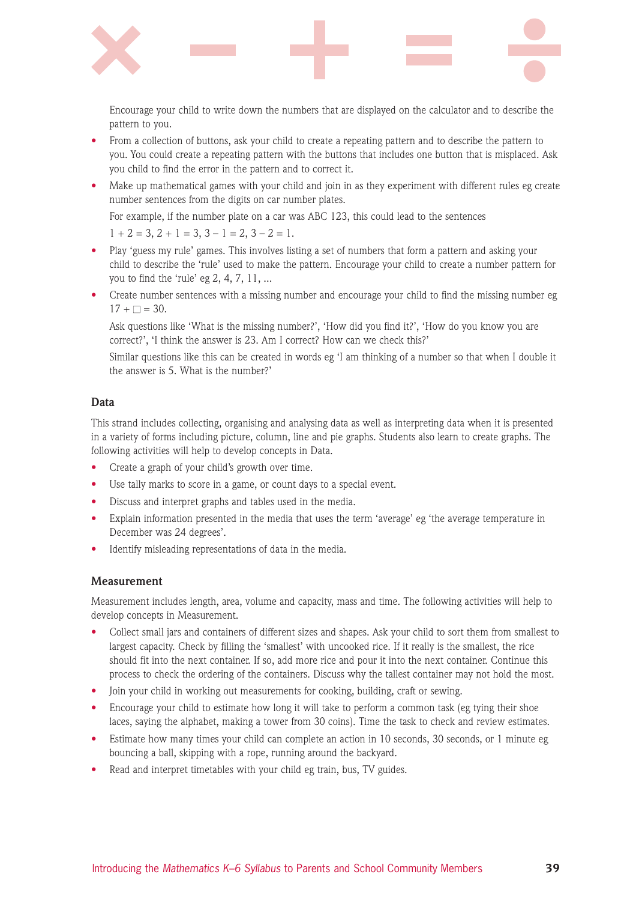Encourage your child to write down the numbers that are displayed on the calculator and to describe the pattern to you.

- From a collection of buttons, ask your child to create a repeating pattern and to describe the pattern to you. You could create a repeating pattern with the buttons that includes one button that is misplaced. Ask you child to find the error in the pattern and to correct it.
- Make up mathematical games with your child and join in as they experiment with different rules eg create number sentences from the digits on car number plates.

  For example, if the number plate on a car was ABC 123, this could lead to the sentences

  $1 + 2 = 3$, $2 + 1 = 3$, $3 - 1 = 2$, $3 - 2 = 1$.
- Play 'guess my rule' games. This involves listing a set of numbers that form a pattern and asking your child to describe the 'rule' used to make the pattern. Encourage your child to create a number pattern for you to find the 'rule' eg 2, 4, 7, 11, ...
- Create number sentences with a missing number and encourage your child to find the missing number eg $17 + \square = 30$.

  Ask questions like 'What is the missing number?', 'How did you find it?', 'How do you know you are correct?', 'I think the answer is 23. Am I correct? How can we check this?'

  Similar questions like this can be created in words eg 'I am thinking of a number so that when I double it the answer is 5. What is the number?'

### Data

This strand includes collecting, organising and analysing data as well as interpreting data when it is presented in a variety of forms including picture, column, line and pie graphs. Students also learn to create graphs. The following activities will help to develop concepts in Data.

- Create a graph of your child's growth over time.
- Use tally marks to score in a game, or count days to a special event.
- Discuss and interpret graphs and tables used in the media.
- Explain information presented in the media that uses the term 'average' eg 'the average temperature in December was 24 degrees'.
- Identify misleading representations of data in the media.

### Measurement

Measurement includes length, area, volume and capacity, mass and time. The following activities will help to develop concepts in Measurement.

- Collect small jars and containers of different sizes and shapes. Ask your child to sort them from smallest to largest capacity. Check by filling the 'smallest' with uncooked rice. If it really is the smallest, the rice should fit into the next container. If so, add more rice and pour it into the next container. Continue this process to check the ordering of the containers. Discuss why the tallest container may not hold the most.
- Join your child in working out measurements for cooking, building, craft or sewing.
- Encourage your child to estimate how long it will take to perform a common task (eg tying their shoe laces, saying the alphabet, making a tower from 30 coins). Time the task to check and review estimates.
- Estimate how many times your child can complete an action in 10 seconds, 30 seconds, or 1 minute eg bouncing a ball, skipping with a rope, running around the backyard.
- Read and interpret timetables with your child eg train, bus, TV guides.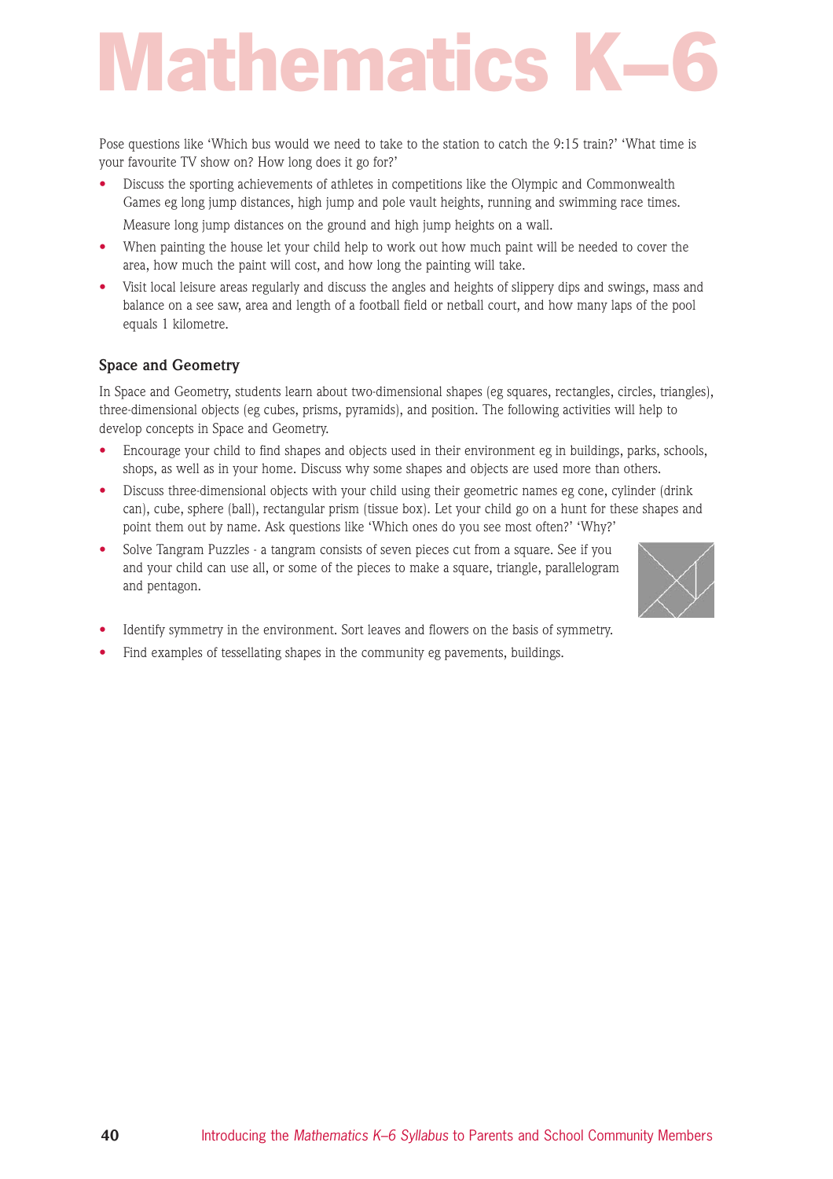Pose questions like 'Which bus would we need to take to the station to catch the 9:15 train?' 'What time is your favourite TV show on? How long does it go for?'

- Discuss the sporting achievements of athletes in competitions like the Olympic and Commonwealth Games eg long jump distances, high jump and pole vault heights, running and swimming race times.

  Measure long jump distances on the ground and high jump heights on a wall.
- When painting the house let your child help to work out how much paint will be needed to cover the area, how much the paint will cost, and how long the painting will take.
- Visit local leisure areas regularly and discuss the angles and heights of slippery dips and swings, mass and balance on a see saw, area and length of a football field or netball court, and how many laps of the pool equals 1 kilometre.

### Space and Geometry

In Space and Geometry, students learn about two-dimensional shapes (eg squares, rectangles, circles, triangles), three-dimensional objects (eg cubes, prisms, pyramids), and position. The following activities will help to develop concepts in Space and Geometry.

- Encourage your child to find shapes and objects used in their environment eg in buildings, parks, schools, shops, as well as in your home. Discuss why some shapes and objects are used more than others.
- Discuss three-dimensional objects with your child using their geometric names eg cone, cylinder (drink can), cube, sphere (ball), rectangular prism (tissue box). Let your child go on a hunt for these shapes and point them out by name. Ask questions like 'Which ones do you see most often?' 'Why?'
- Solve Tangram Puzzles - a tangram consists of seven pieces cut from a square. See if you and your child can use all, or some of the pieces to make a square, triangle, parallelogram and pentagon.
- Identify symmetry in the environment. Sort leaves and flowers on the basis of symmetry.
- Find examples of tessellating shapes in the community eg pavements, buildings.